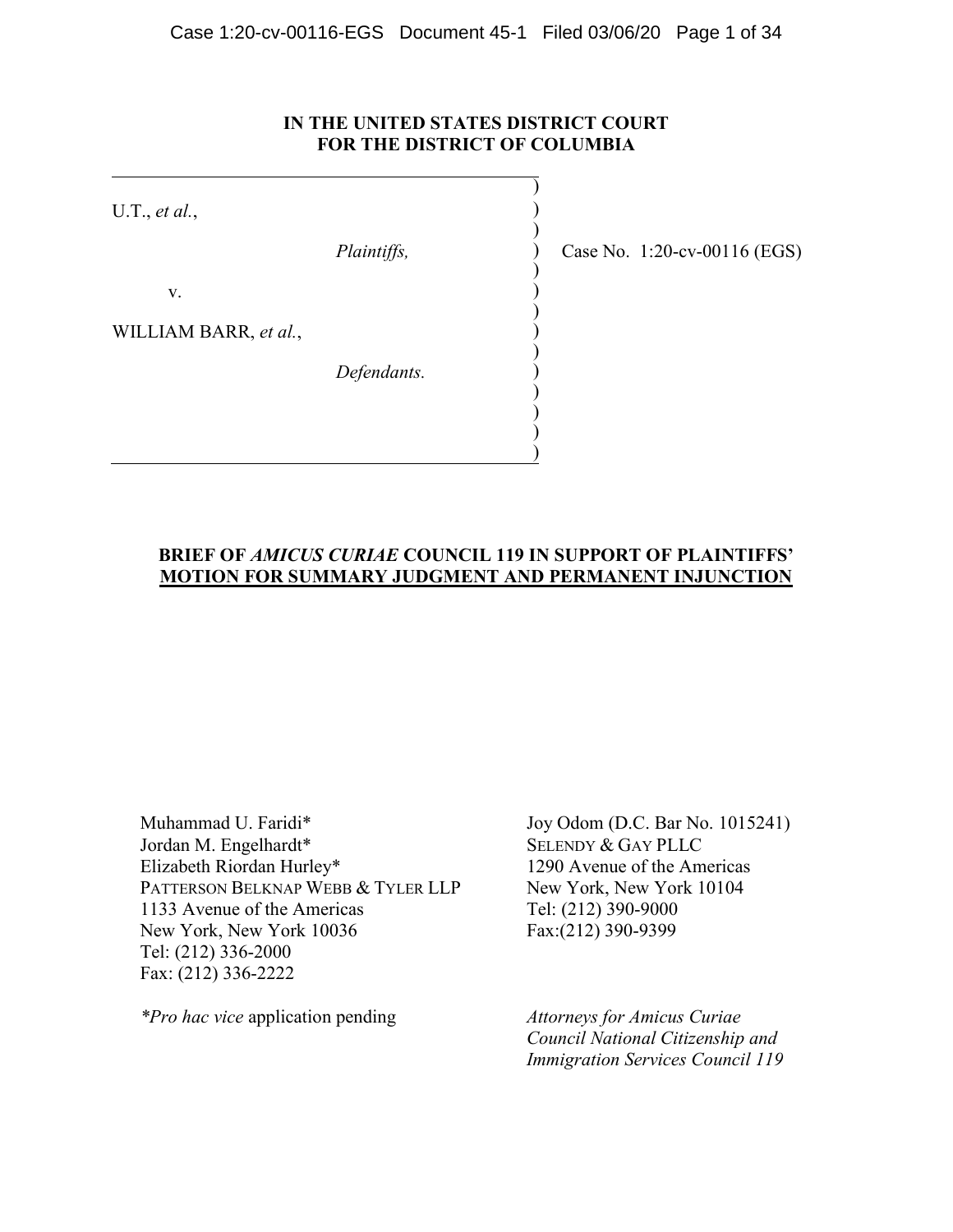**IN THE UNITED STATES DISTRICT COURT
FOR THE DISTRICT OF COLUMBIA**

U.T., *et al.*,

*Plaintiffs,*

v.

WILLIAM BARR, *et al.*,

*Defendants.*

Case No. 1:20-cv-00116 (EGS)

**BRIEF OF *AMICUS CURIAE* COUNCIL 119 IN SUPPORT OF PLAINTIFFS' MOTION FOR SUMMARY JUDGMENT AND PERMANENT INJUNCTION**

Muhammad U. Faridi*
Jordan M. Engelhardt*
Elizabeth Riordan Hurley*
PATTERSON BELKNAP WEBB & TYLER LLP
1133 Avenue of the Americas
New York, New York 10036
Tel: (212) 336-2000
Fax: (212) 336-2222

**Pro hac vice* application pending

Joy Odom (D.C. Bar No. 1015241)
SELENDY & GAY PLLC
1290 Avenue of the Americas
New York, New York 10104
Tel: (212) 390-9000
Fax:(212) 390-9399

*Attorneys for Amicus Curiae Council National Citizenship and Immigration Services Council 119*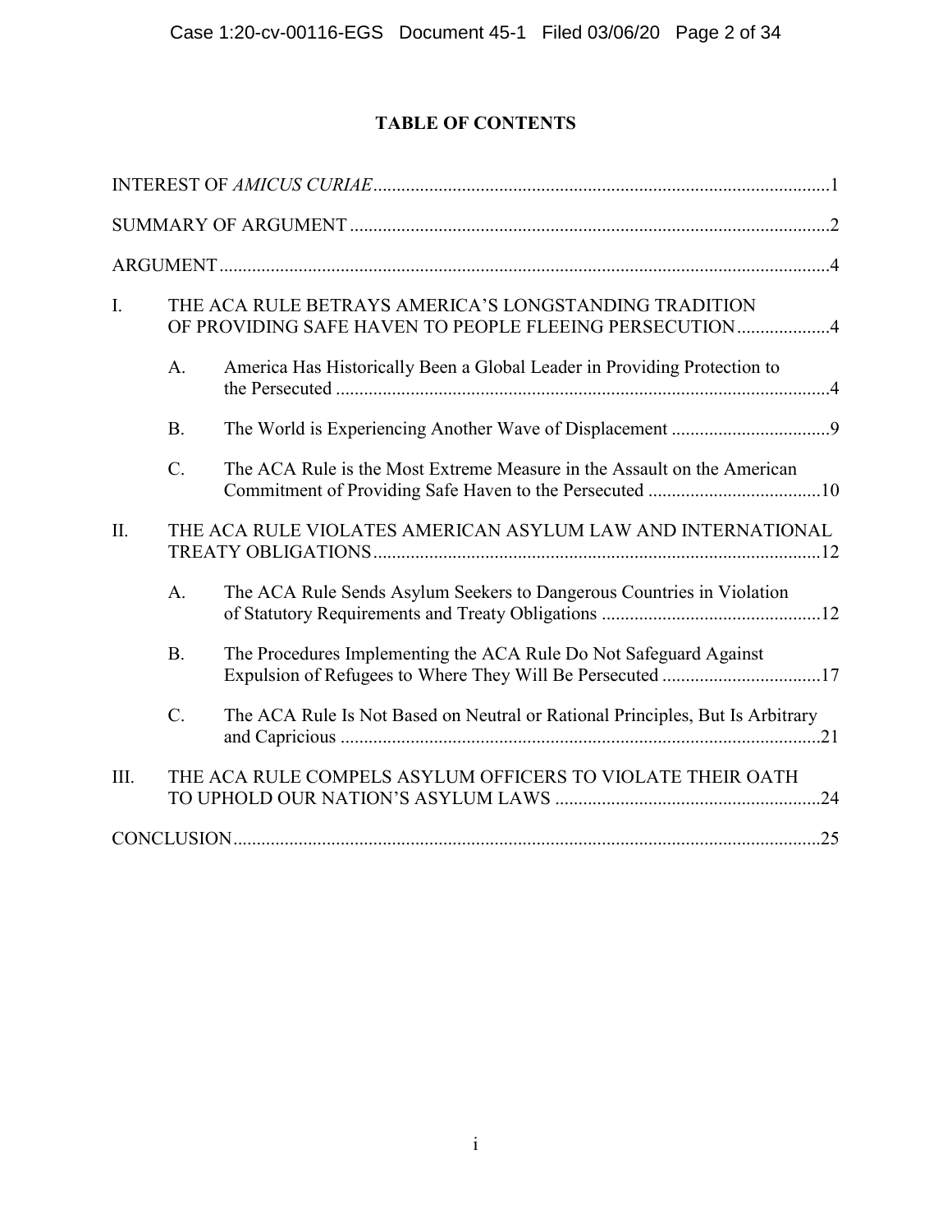# TABLE OF CONTENTS

INTEREST OF *AMICUS CURIAE* .......... 1

SUMMARY OF ARGUMENT .......... 2

ARGUMENT .......... 4

I. THE ACA RULE BETRAYS AMERICA'S LONGSTANDING TRADITION OF PROVIDING SAFE HAVEN TO PEOPLE FLEEING PERSECUTION .......... 4

   A. America Has Historically Been a Global Leader in Providing Protection to the Persecuted .......... 4

   B. The World is Experiencing Another Wave of Displacement .......... 9

   C. The ACA Rule is the Most Extreme Measure in the Assault on the American Commitment of Providing Safe Haven to the Persecuted .......... 10

II. THE ACA RULE VIOLATES AMERICAN ASYLUM LAW AND INTERNATIONAL TREATY OBLIGATIONS .......... 12

   A. The ACA Rule Sends Asylum Seekers to Dangerous Countries in Violation of Statutory Requirements and Treaty Obligations .......... 12

   B. The Procedures Implementing the ACA Rule Do Not Safeguard Against Expulsion of Refugees to Where They Will Be Persecuted .......... 17

   C. The ACA Rule Is Not Based on Neutral or Rational Principles, But Is Arbitrary and Capricious .......... 21

III. THE ACA RULE COMPELS ASYLUM OFFICERS TO VIOLATE THEIR OATH TO UPHOLD OUR NATION'S ASYLUM LAWS .......... 24

CONCLUSION .......... 25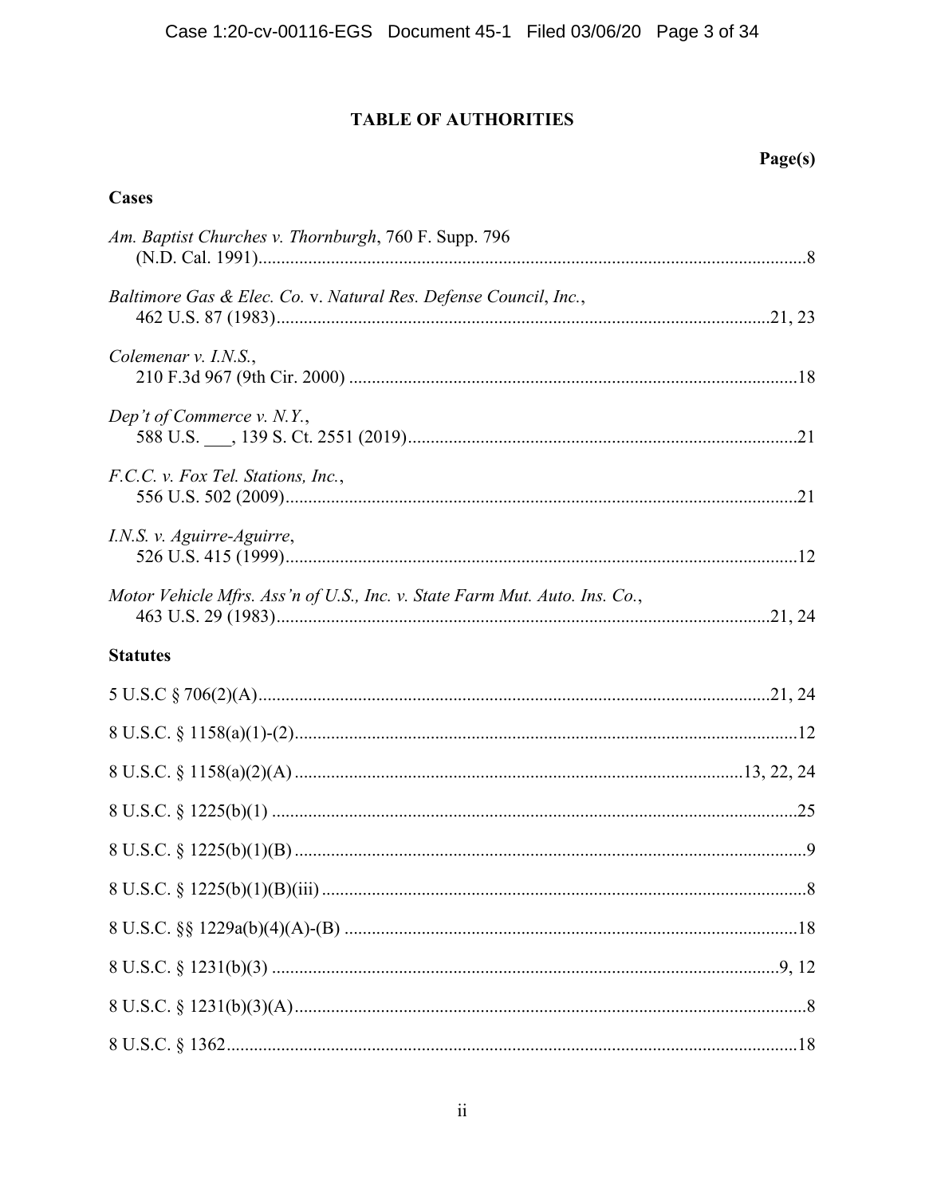# TABLE OF AUTHORITIES

**Page(s)**

## Cases

*Am. Baptist Churches v. Thornburgh*, 760 F. Supp. 796 (N.D. Cal. 1991) ....... 8

*Baltimore Gas & Elec. Co.* v. *Natural Res. Defense Council, Inc.*, 462 U.S. 87 (1983) ....... 21, 23

*Colemenar v. I.N.S.*, 210 F.3d 967 (9th Cir. 2000) ....... 18

*Dep't of Commerce v. N.Y.*, 588 U.S. ___, 139 S. Ct. 2551 (2019) ....... 21

*F.C.C. v. Fox Tel. Stations, Inc.*, 556 U.S. 502 (2009) ....... 21

*I.N.S. v. Aguirre-Aguirre*, 526 U.S. 415 (1999) ....... 12

*Motor Vehicle Mfrs. Ass'n of U.S., Inc. v. State Farm Mut. Auto. Ins. Co.*, 463 U.S. 29 (1983) ....... 21, 24

## Statutes

5 U.S.C § 706(2)(A) ....... 21, 24

8 U.S.C. § 1158(a)(1)-(2) ....... 12

8 U.S.C. § 1158(a)(2)(A) ....... 13, 22, 24

8 U.S.C. § 1225(b)(1) ....... 25

8 U.S.C. § 1225(b)(1)(B) ....... 9

8 U.S.C. § 1225(b)(1)(B)(iii) ....... 8

8 U.S.C. §§ 1229a(b)(4)(A)-(B) ....... 18

8 U.S.C. § 1231(b)(3) ....... 9, 12

8 U.S.C. § 1231(b)(3)(A) ....... 8

8 U.S.C. § 1362 ....... 18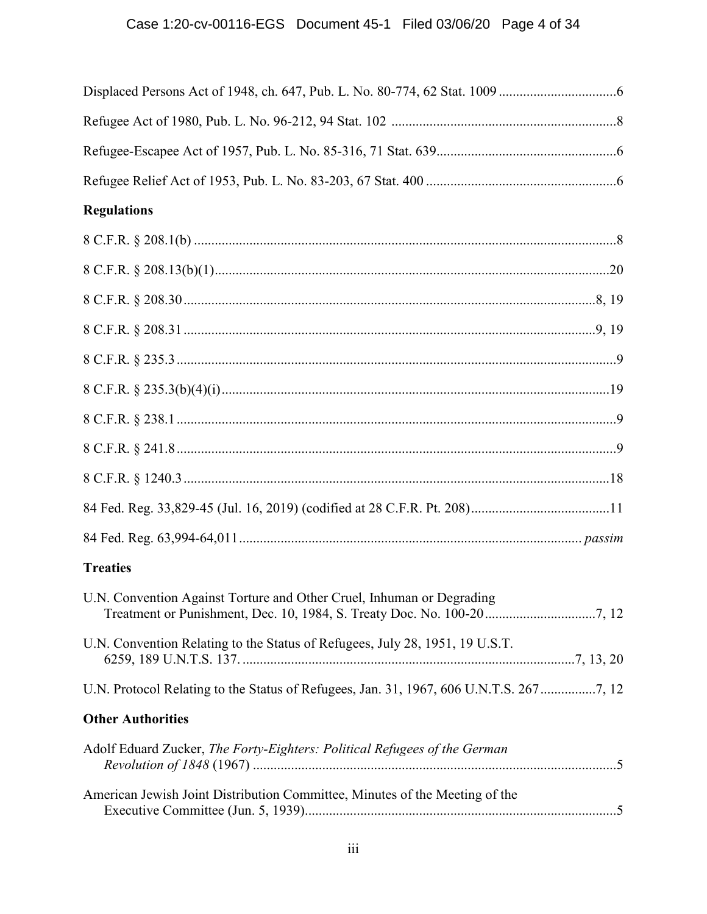Displaced Persons Act of 1948, ch. 647, Pub. L. No. 80-774, 62 Stat. 1009 .................................6

Refugee Act of 1980, Pub. L. No. 96-212, 94 Stat. 102 .................................................................8

Refugee-Escapee Act of 1957, Pub. L. No. 85-316, 71 Stat. 639...................................................6

Refugee Relief Act of 1953, Pub. L. No. 83-203, 67 Stat. 400 .......................................................6

**Regulations**

8 C.F.R. § 208.1(b) .........................................................................................................................8

8 C.F.R. § 208.13(b)(1)..................................................................................................................20

8 C.F.R. § 208.30 .......................................................................................................................8, 19

8 C.F.R. § 208.31 .......................................................................................................................9, 19

8 C.F.R. § 235.3 ..............................................................................................................................9

8 C.F.R. § 235.3(b)(4)(i)................................................................................................................19

8 C.F.R. § 238.1 ..............................................................................................................................9

8 C.F.R. § 241.8 ..............................................................................................................................9

8 C.F.R. § 1240.3 ..........................................................................................................................18

84 Fed. Reg. 33,829-45 (Jul. 16, 2019) (codified at 28 C.F.R. Pt. 208)........................................11

84 Fed. Reg. 63,994-64,011 .................................................................................................. *passim*

**Treaties**

U.N. Convention Against Torture and Other Cruel, Inhuman or Degrading Treatment or Punishment, Dec. 10, 1984, S. Treaty Doc. No. 100-20 ................................7, 12

U.N. Convention Relating to the Status of Refugees, July 28, 1951, 19 U.S.T. 6259, 189 U.N.T.S. 137. ..............................................................................................7, 13, 20

U.N. Protocol Relating to the Status of Refugees, Jan. 31, 1967, 606 U.N.T.S. 267................7, 12

**Other Authorities**

Adolf Eduard Zucker, *The Forty-Eighters: Political Refugees of the German Revolution of 1848* (1967) .........................................................................................................5

American Jewish Joint Distribution Committee, Minutes of the Meeting of the Executive Committee (Jun. 5, 1939).........................................................................................5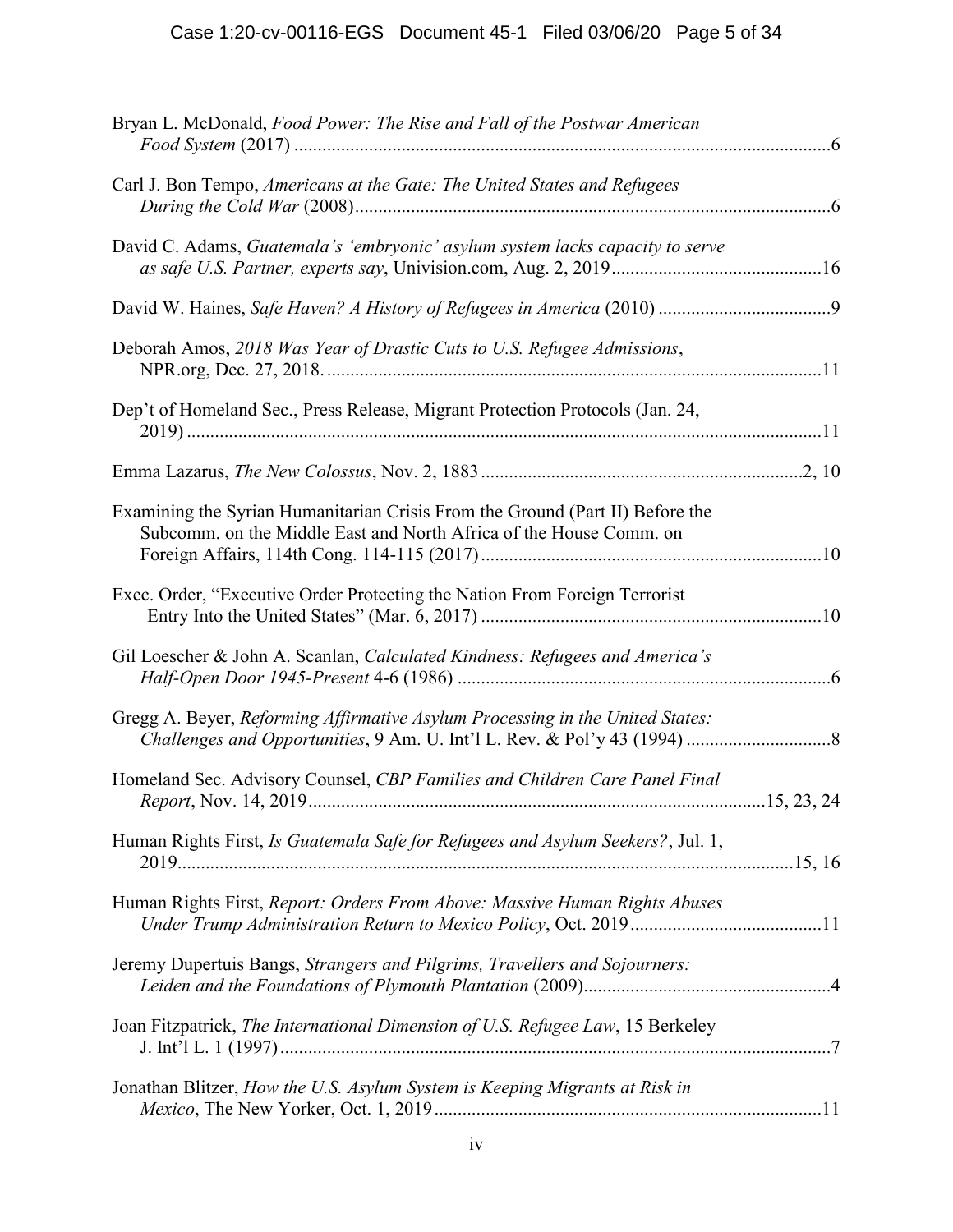Bryan L. McDonald, *Food Power: The Rise and Fall of the Postwar American Food System* (2017) ....................................................................................................................6

Carl J. Bon Tempo, *Americans at the Gate: The United States and Refugees During the Cold War* (2008)......................................................................................................6

David C. Adams, *Guatemala's 'embryonic' asylum system lacks capacity to serve as safe U.S. Partner, experts say*, Univision.com, Aug. 2, 2019............................................16

David W. Haines, *Safe Haven? A History of Refugees in America* (2010) ....................................9

Deborah Amos, *2018 Was Year of Drastic Cuts to U.S. Refugee Admissions*, NPR.org, Dec. 27, 2018. .........................................................................................................11

Dep't of Homeland Sec., Press Release, Migrant Protection Protocols (Jan. 24, 2019) .......................................................................................................................................11

Emma Lazarus, *The New Colossus*, Nov. 2, 1883 ....................................................................2, 10

Examining the Syrian Humanitarian Crisis From the Ground (Part II) Before the Subcomm. on the Middle East and North Africa of the House Comm. on Foreign Affairs, 114th Cong. 114-115 (2017).........................................................................10

Exec. Order, "Executive Order Protecting the Nation From Foreign Terrorist Entry Into the United States" (Mar. 6, 2017) .........................................................................10

Gil Loescher & John A. Scanlan, *Calculated Kindness: Refugees and America's Half-Open Door 1945-Present* 4-6 (1986) ................................................................................6

Gregg A. Beyer, *Reforming Affirmative Asylum Processing in the United States: Challenges and Opportunities*, 9 Am. U. Int'l L. Rev. & Pol'y 43 (1994) ...............................8

Homeland Sec. Advisory Counsel, *CBP Families and Children Care Panel Final Report*, Nov. 14, 2019..................................................................................................15, 23, 24

Human Rights First, *Is Guatemala Safe for Refugees and Asylum Seekers?*, Jul. 1, 2019...................................................................................................................................15, 16

Human Rights First, *Report: Orders From Above: Massive Human Rights Abuses Under Trump Administration Return to Mexico Policy*, Oct. 2019.........................................11

Jeremy Dupertuis Bangs, *Strangers and Pilgrims, Travellers and Sojourners: Leiden and the Foundations of Plymouth Plantation* (2009).....................................................4

Joan Fitzpatrick, *The International Dimension of U.S. Refugee Law*, 15 Berkeley J. Int'l L. 1 (1997).....................................................................................................................7

Jonathan Blitzer, *How the U.S. Asylum System is Keeping Migrants at Risk in Mexico*, The New Yorker, Oct. 1, 2019..................................................................................11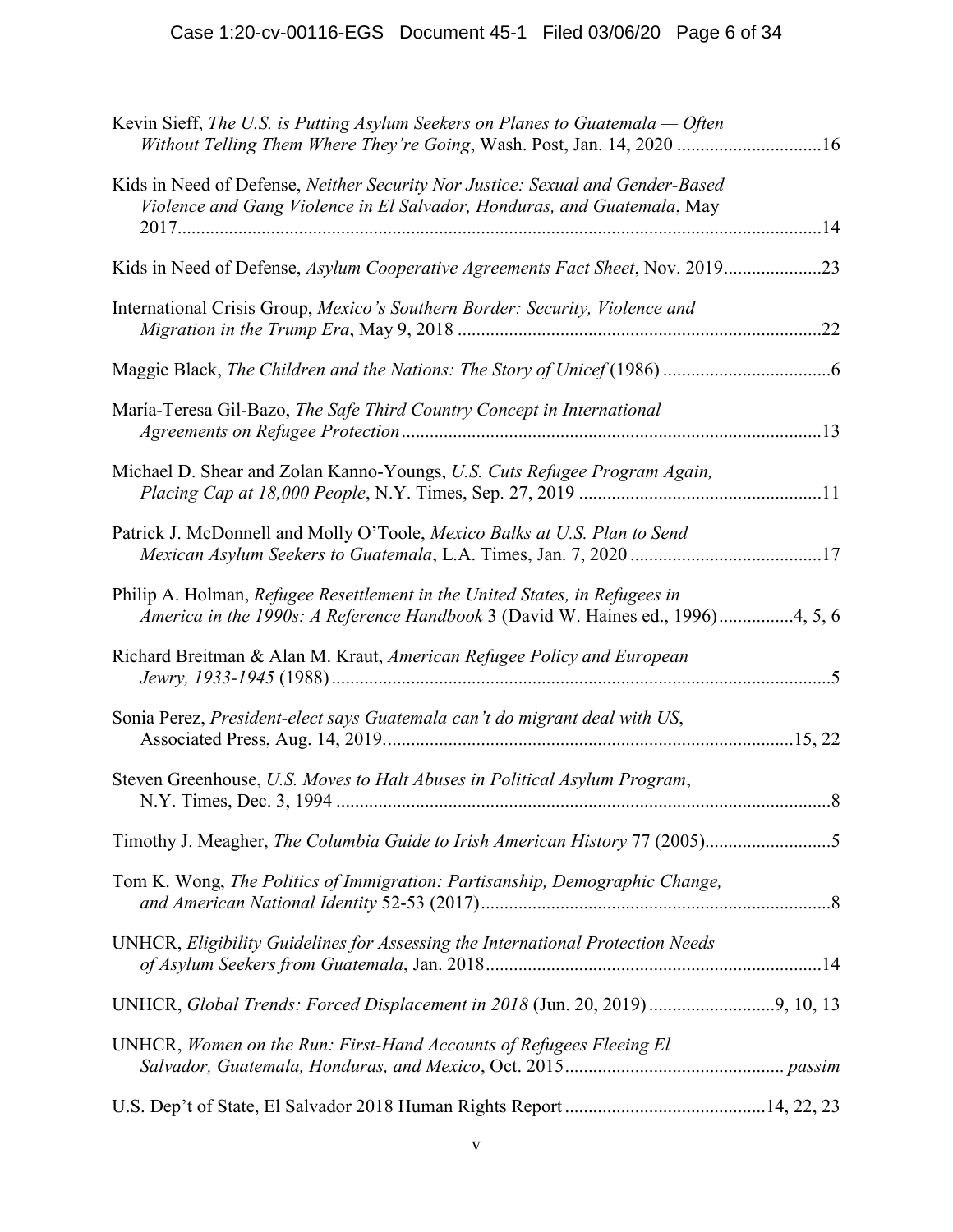Kevin Sieff, *The U.S. is Putting Asylum Seekers on Planes to Guatemala — Often Without Telling Them Where They're Going*, Wash. Post, Jan. 14, 2020 ....................16

Kids in Need of Defense, *Neither Security Nor Justice: Sexual and Gender-Based Violence and Gang Violence in El Salvador, Honduras, and Guatemala*, May 2017....................14

Kids in Need of Defense, *Asylum Cooperative Agreements Fact Sheet*, Nov. 2019....................23

International Crisis Group, *Mexico's Southern Border: Security, Violence and Migration in the Trump Era*, May 9, 2018 ....................22

Maggie Black, *The Children and the Nations: The Story of Unicef* (1986) ....................6

María-Teresa Gil-Bazo, *The Safe Third Country Concept in International Agreements on Refugee Protection*....................13

Michael D. Shear and Zolan Kanno-Youngs, *U.S. Cuts Refugee Program Again, Placing Cap at 18,000 People*, N.Y. Times, Sep. 27, 2019 ....................11

Patrick J. McDonnell and Molly O'Toole, *Mexico Balks at U.S. Plan to Send Mexican Asylum Seekers to Guatemala*, L.A. Times, Jan. 7, 2020 ....................17

Philip A. Holman, *Refugee Resettlement in the United States, in Refugees in America in the 1990s: A Reference Handbook* 3 (David W. Haines ed., 1996)....................4, 5, 6

Richard Breitman & Alan M. Kraut, *American Refugee Policy and European Jewry, 1933-1945* (1988)....................5

Sonia Perez, *President-elect says Guatemala can't do migrant deal with US*, Associated Press, Aug. 14, 2019....................15, 22

Steven Greenhouse, *U.S. Moves to Halt Abuses in Political Asylum Program*, N.Y. Times, Dec. 3, 1994 ....................8

Timothy J. Meagher, *The Columbia Guide to Irish American History* 77 (2005)....................5

Tom K. Wong, *The Politics of Immigration: Partisanship, Demographic Change, and American National Identity* 52-53 (2017)....................8

UNHCR, *Eligibility Guidelines for Assessing the International Protection Needs of Asylum Seekers from Guatemala*, Jan. 2018....................14

UNHCR, *Global Trends: Forced Displacement in 2018* (Jun. 20, 2019) ....................9, 10, 13

UNHCR, *Women on the Run: First-Hand Accounts of Refugees Fleeing El Salvador, Guatemala, Honduras, and Mexico*, Oct. 2015.................... *passim*

U.S. Dep't of State, El Salvador 2018 Human Rights Report ....................14, 22, 23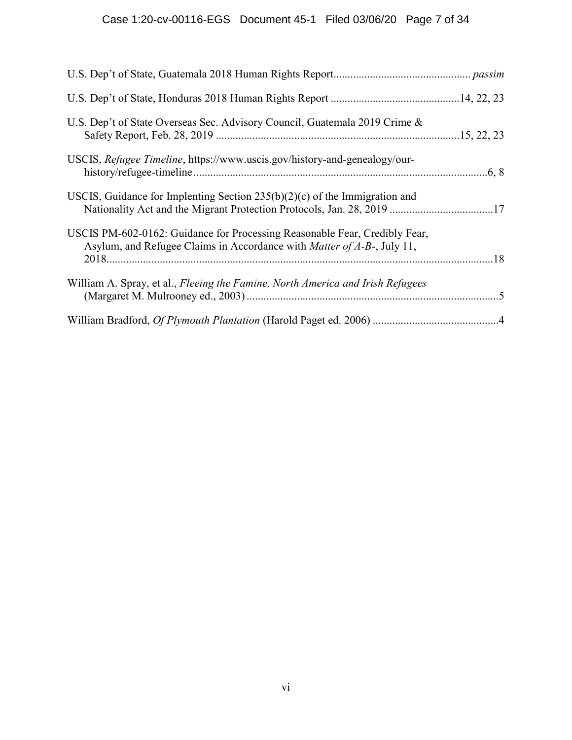U.S. Dep't of State, Guatemala 2018 Human Rights Report................................................ *passim*

U.S. Dep't of State, Honduras 2018 Human Rights Report .............................................14, 22, 23

U.S. Dep't of State Overseas Sec. Advisory Council, Guatemala 2019 Crime & Safety Report, Feb. 28, 2019 ......................................................................................15, 22, 23

USCIS, *Refugee Timeline*, https://www.uscis.gov/history-and-genealogy/our-history/refugee-timeline.........................................................................................................6, 8

USCIS, Guidance for Implenting Section 235(b)(2)(c) of the Immigration and Nationality Act and the Migrant Protection Protocols, Jan. 28, 2019 .....................................17

USCIS PM-602-0162: Guidance for Processing Reasonable Fear, Credibly Fear, Asylum, and Refugee Claims in Accordance with *Matter of A-B-*, July 11, 2018..........................................................................................................................................18

William A. Spray, et al., *Fleeing the Famine, North America and Irish Refugees* (Margaret M. Mulrooney ed., 2003) .........................................................................................5

William Bradford, *Of Plymouth Plantation* (Harold Paget ed. 2006) .............................................4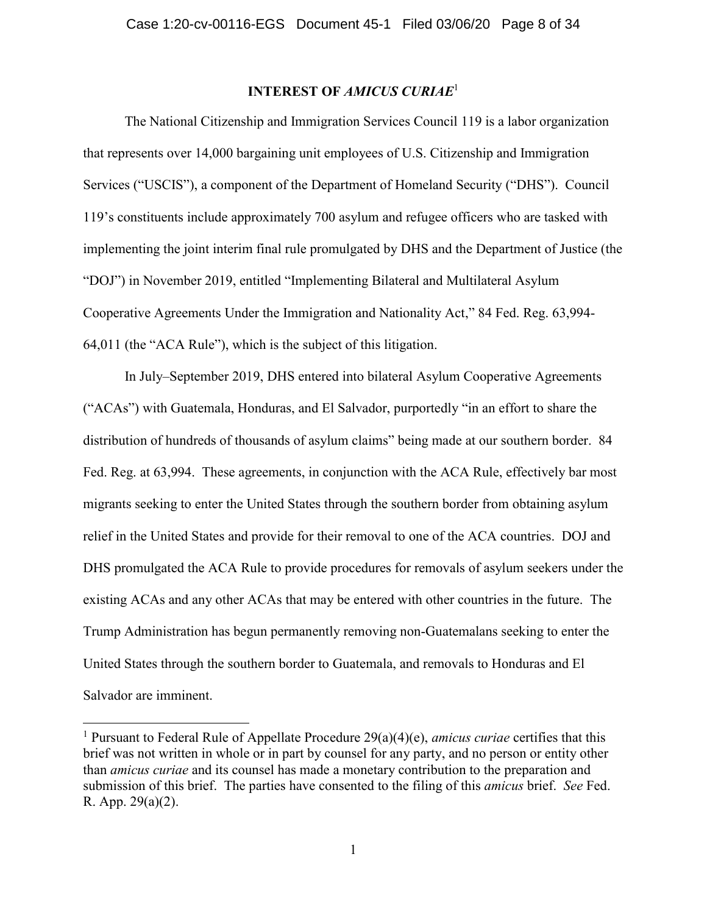## INTEREST OF *AMICUS CURIAE*[1]

The National Citizenship and Immigration Services Council 119 is a labor organization that represents over 14,000 bargaining unit employees of U.S. Citizenship and Immigration Services ("USCIS"), a component of the Department of Homeland Security ("DHS"). Council 119's constituents include approximately 700 asylum and refugee officers who are tasked with implementing the joint interim final rule promulgated by DHS and the Department of Justice (the "DOJ") in November 2019, entitled "Implementing Bilateral and Multilateral Asylum Cooperative Agreements Under the Immigration and Nationality Act," 84 Fed. Reg. 63,994-64,011 (the "ACA Rule"), which is the subject of this litigation.

In July–September 2019, DHS entered into bilateral Asylum Cooperative Agreements ("ACAs") with Guatemala, Honduras, and El Salvador, purportedly "in an effort to share the distribution of hundreds of thousands of asylum claims" being made at our southern border. 84 Fed. Reg. at 63,994. These agreements, in conjunction with the ACA Rule, effectively bar most migrants seeking to enter the United States through the southern border from obtaining asylum relief in the United States and provide for their removal to one of the ACA countries. DOJ and DHS promulgated the ACA Rule to provide procedures for removals of asylum seekers under the existing ACAs and any other ACAs that may be entered with other countries in the future. The Trump Administration has begun permanently removing non-Guatemalans seeking to enter the United States through the southern border to Guatemala, and removals to Honduras and El Salvador are imminent.

---

[1] Pursuant to Federal Rule of Appellate Procedure 29(a)(4)(e), *amicus curiae* certifies that this brief was not written in whole or in part by counsel for any party, and no person or entity other than *amicus curiae* and its counsel has made a monetary contribution to the preparation and submission of this brief. The parties have consented to the filing of this *amicus* brief. *See* Fed. R. App. 29(a)(2).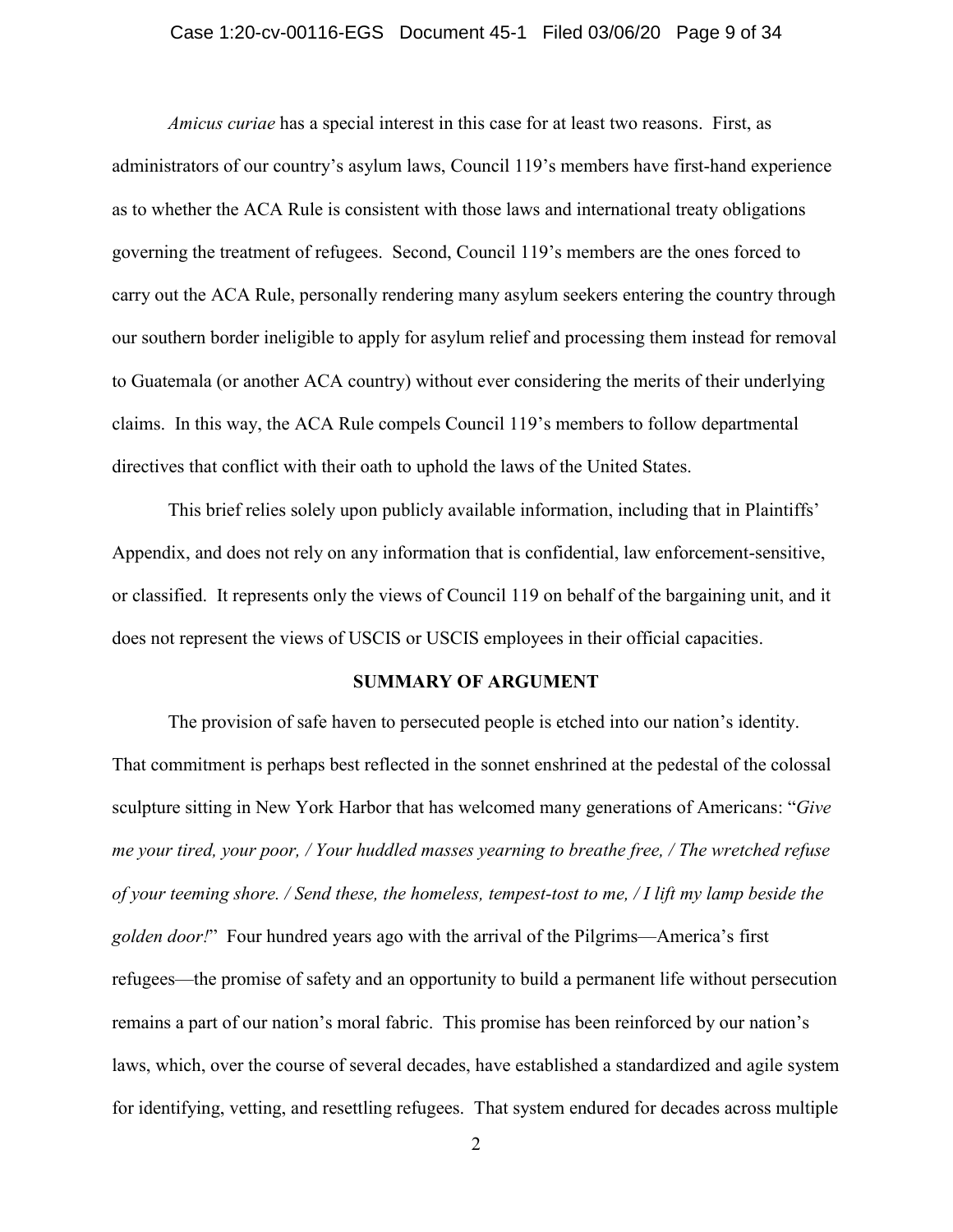*Amicus curiae* has a special interest in this case for at least two reasons. First, as administrators of our country's asylum laws, Council 119's members have first-hand experience as to whether the ACA Rule is consistent with those laws and international treaty obligations governing the treatment of refugees. Second, Council 119's members are the ones forced to carry out the ACA Rule, personally rendering many asylum seekers entering the country through our southern border ineligible to apply for asylum relief and processing them instead for removal to Guatemala (or another ACA country) without ever considering the merits of their underlying claims. In this way, the ACA Rule compels Council 119's members to follow departmental directives that conflict with their oath to uphold the laws of the United States.

This brief relies solely upon publicly available information, including that in Plaintiffs' Appendix, and does not rely on any information that is confidential, law enforcement-sensitive, or classified. It represents only the views of Council 119 on behalf of the bargaining unit, and it does not represent the views of USCIS or USCIS employees in their official capacities.

## SUMMARY OF ARGUMENT

The provision of safe haven to persecuted people is etched into our nation's identity. That commitment is perhaps best reflected in the sonnet enshrined at the pedestal of the colossal sculpture sitting in New York Harbor that has welcomed many generations of Americans: "*Give me your tired, your poor, / Your huddled masses yearning to breathe free, / The wretched refuse of your teeming shore. / Send these, the homeless, tempest-tost to me, / I lift my lamp beside the golden door!*" Four hundred years ago with the arrival of the Pilgrims—America's first refugees—the promise of safety and an opportunity to build a permanent life without persecution remains a part of our nation's moral fabric. This promise has been reinforced by our nation's laws, which, over the course of several decades, have established a standardized and agile system for identifying, vetting, and resettling refugees. That system endured for decades across multiple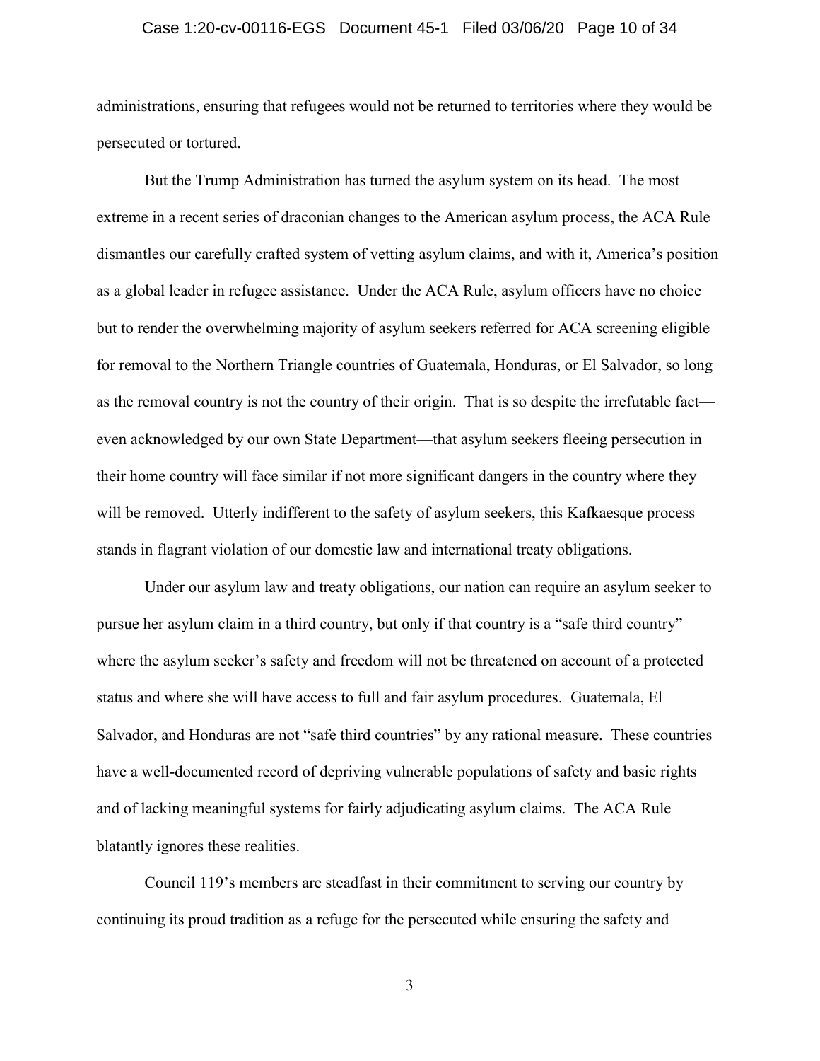administrations, ensuring that refugees would not be returned to territories where they would be persecuted or tortured.

But the Trump Administration has turned the asylum system on its head. The most extreme in a recent series of draconian changes to the American asylum process, the ACA Rule dismantles our carefully crafted system of vetting asylum claims, and with it, America's position as a global leader in refugee assistance. Under the ACA Rule, asylum officers have no choice but to render the overwhelming majority of asylum seekers referred for ACA screening eligible for removal to the Northern Triangle countries of Guatemala, Honduras, or El Salvador, so long as the removal country is not the country of their origin. That is so despite the irrefutable fact—even acknowledged by our own State Department—that asylum seekers fleeing persecution in their home country will face similar if not more significant dangers in the country where they will be removed. Utterly indifferent to the safety of asylum seekers, this Kafkaesque process stands in flagrant violation of our domestic law and international treaty obligations.

Under our asylum law and treaty obligations, our nation can require an asylum seeker to pursue her asylum claim in a third country, but only if that country is a "safe third country" where the asylum seeker's safety and freedom will not be threatened on account of a protected status and where she will have access to full and fair asylum procedures. Guatemala, El Salvador, and Honduras are not "safe third countries" by any rational measure. These countries have a well-documented record of depriving vulnerable populations of safety and basic rights and of lacking meaningful systems for fairly adjudicating asylum claims. The ACA Rule blatantly ignores these realities.

Council 119's members are steadfast in their commitment to serving our country by continuing its proud tradition as a refuge for the persecuted while ensuring the safety and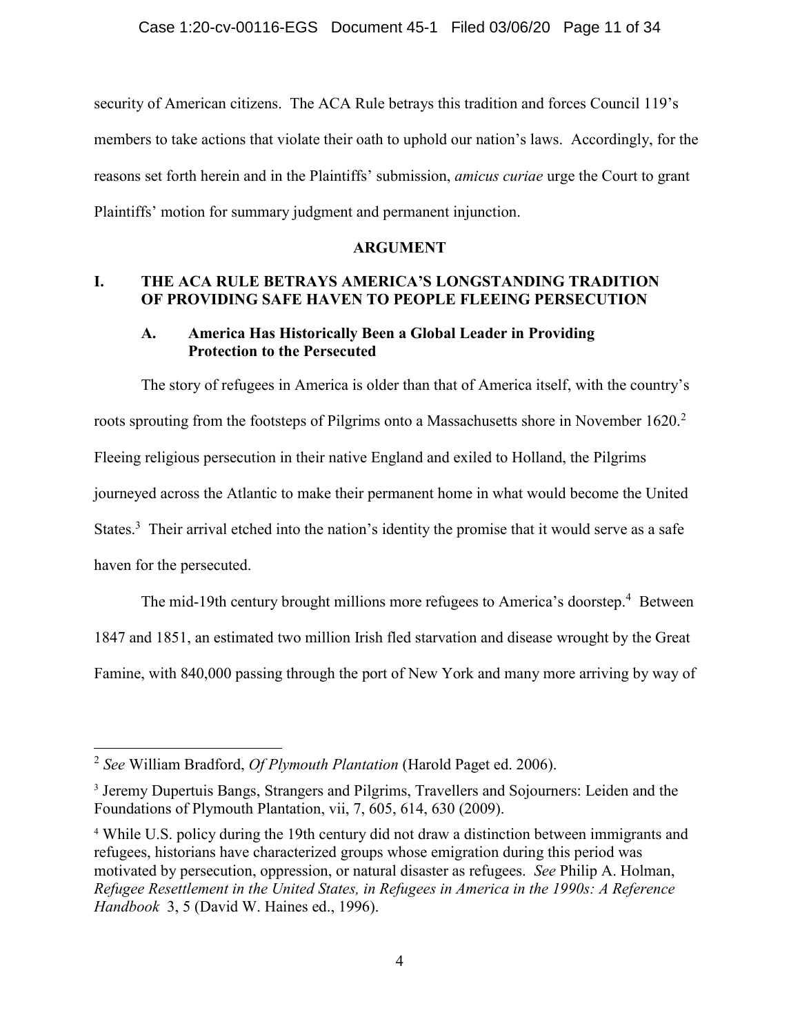security of American citizens. The ACA Rule betrays this tradition and forces Council 119's members to take actions that violate their oath to uphold our nation's laws. Accordingly, for the reasons set forth herein and in the Plaintiffs' submission, *amicus curiae* urge the Court to grant Plaintiffs' motion for summary judgment and permanent injunction.

## ARGUMENT

### I. THE ACA RULE BETRAYS AMERICA'S LONGSTANDING TRADITION OF PROVIDING SAFE HAVEN TO PEOPLE FLEEING PERSECUTION

#### A. America Has Historically Been a Global Leader in Providing Protection to the Persecuted

The story of refugees in America is older than that of America itself, with the country's roots sprouting from the footsteps of Pilgrims onto a Massachusetts shore in November 1620.[2] Fleeing religious persecution in their native England and exiled to Holland, the Pilgrims journeyed across the Atlantic to make their permanent home in what would become the United States.[3] Their arrival etched into the nation's identity the promise that it would serve as a safe haven for the persecuted.

The mid-19th century brought millions more refugees to America's doorstep.[4] Between 1847 and 1851, an estimated two million Irish fled starvation and disease wrought by the Great Famine, with 840,000 passing through the port of New York and many more arriving by way of

---

[2] *See* William Bradford, *Of Plymouth Plantation* (Harold Paget ed. 2006).

[3] Jeremy Dupertuis Bangs, Strangers and Pilgrims, Travellers and Sojourners: Leiden and the Foundations of Plymouth Plantation, vii, 7, 605, 614, 630 (2009).

[4] While U.S. policy during the 19th century did not draw a distinction between immigrants and refugees, historians have characterized groups whose emigration during this period was motivated by persecution, oppression, or natural disaster as refugees. *See* Philip A. Holman, *Refugee Resettlement in the United States, in Refugees in America in the 1990s: A Reference Handbook* 3, 5 (David W. Haines ed., 1996).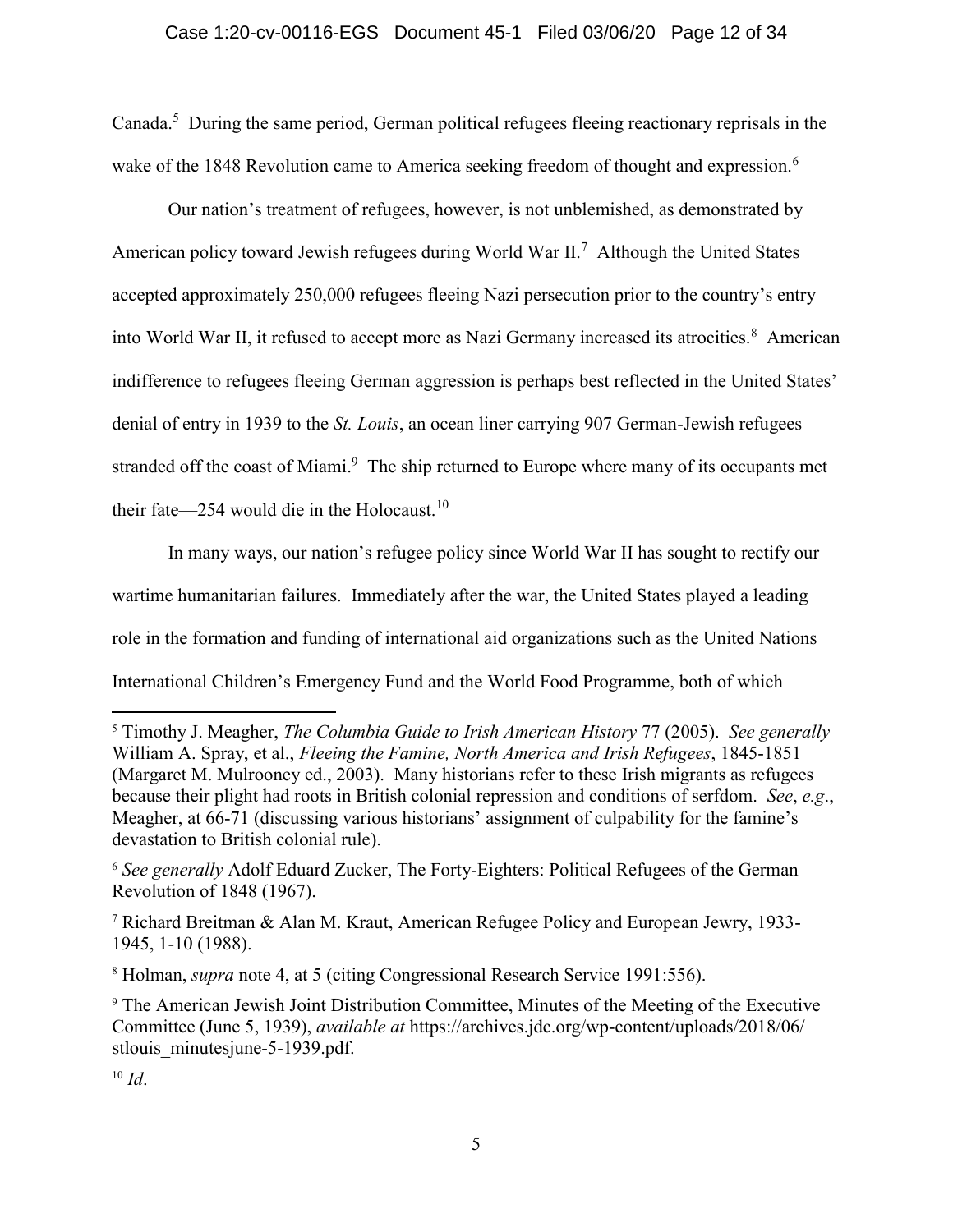Canada.[5] During the same period, German political refugees fleeing reactionary reprisals in the wake of the 1848 Revolution came to America seeking freedom of thought and expression.[6]

Our nation's treatment of refugees, however, is not unblemished, as demonstrated by American policy toward Jewish refugees during World War II.[7] Although the United States accepted approximately 250,000 refugees fleeing Nazi persecution prior to the country's entry into World War II, it refused to accept more as Nazi Germany increased its atrocities.[8] American indifference to refugees fleeing German aggression is perhaps best reflected in the United States' denial of entry in 1939 to the *St. Louis*, an ocean liner carrying 907 German-Jewish refugees stranded off the coast of Miami.[9] The ship returned to Europe where many of its occupants met their fate—254 would die in the Holocaust.[10]

In many ways, our nation's refugee policy since World War II has sought to rectify our wartime humanitarian failures. Immediately after the war, the United States played a leading role in the formation and funding of international aid organizations such as the United Nations International Children's Emergency Fund and the World Food Programme, both of which

---

[5] Timothy J. Meagher, *The Columbia Guide to Irish American History* 77 (2005). *See generally* William A. Spray, et al., *Fleeing the Famine, North America and Irish Refugees*, 1845-1851 (Margaret M. Mulrooney ed., 2003). Many historians refer to these Irish migrants as refugees because their plight had roots in British colonial repression and conditions of serfdom. *See*, *e.g*., Meagher, at 66-71 (discussing various historians' assignment of culpability for the famine's devastation to British colonial rule).

[6] *See generally* Adolf Eduard Zucker, The Forty-Eighters: Political Refugees of the German Revolution of 1848 (1967).

[7] Richard Breitman & Alan M. Kraut, American Refugee Policy and European Jewry, 1933-1945, 1-10 (1988).

[8] Holman, *supra* note 4, at 5 (citing Congressional Research Service 1991:556).

[9] The American Jewish Joint Distribution Committee, Minutes of the Meeting of the Executive Committee (June 5, 1939), *available at* https://archives.jdc.org/wp-content/uploads/2018/06/stlouis_minutesjune-5-1939.pdf.

[10] *Id*.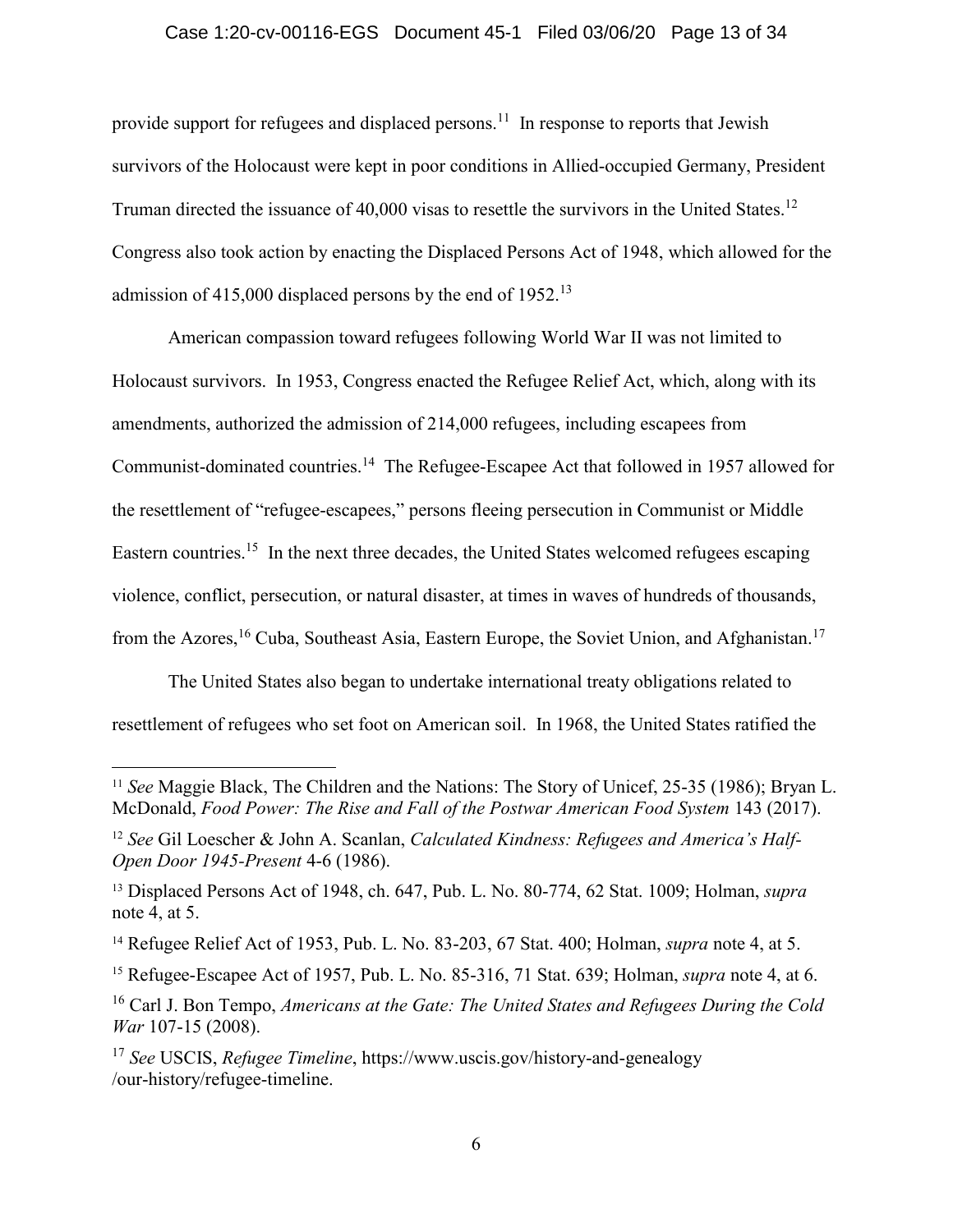provide support for refugees and displaced persons.[11] In response to reports that Jewish survivors of the Holocaust were kept in poor conditions in Allied-occupied Germany, President Truman directed the issuance of 40,000 visas to resettle the survivors in the United States.[12] Congress also took action by enacting the Displaced Persons Act of 1948, which allowed for the admission of 415,000 displaced persons by the end of 1952.[13]

American compassion toward refugees following World War II was not limited to Holocaust survivors. In 1953, Congress enacted the Refugee Relief Act, which, along with its amendments, authorized the admission of 214,000 refugees, including escapees from Communist-dominated countries.[14] The Refugee-Escapee Act that followed in 1957 allowed for the resettlement of "refugee-escapees," persons fleeing persecution in Communist or Middle Eastern countries.[15] In the next three decades, the United States welcomed refugees escaping violence, conflict, persecution, or natural disaster, at times in waves of hundreds of thousands, from the Azores,[16] Cuba, Southeast Asia, Eastern Europe, the Soviet Union, and Afghanistan.[17]

The United States also began to undertake international treaty obligations related to resettlement of refugees who set foot on American soil. In 1968, the United States ratified the

---

[11] *See* Maggie Black, The Children and the Nations: The Story of Unicef, 25-35 (1986); Bryan L. McDonald, *Food Power: The Rise and Fall of the Postwar American Food System* 143 (2017).

[12] *See* Gil Loescher & John A. Scanlan, *Calculated Kindness: Refugees and America's Half-Open Door 1945-Present* 4-6 (1986).

[13] Displaced Persons Act of 1948, ch. 647, Pub. L. No. 80-774, 62 Stat. 1009; Holman, *supra* note 4, at 5.

[14] Refugee Relief Act of 1953, Pub. L. No. 83-203, 67 Stat. 400; Holman, *supra* note 4, at 5.

[15] Refugee-Escapee Act of 1957, Pub. L. No. 85-316, 71 Stat. 639; Holman, *supra* note 4, at 6.

[16] Carl J. Bon Tempo, *Americans at the Gate: The United States and Refugees During the Cold War* 107-15 (2008).

[17] *See* USCIS, *Refugee Timeline*, https://www.uscis.gov/history-and-genealogy /our-history/refugee-timeline.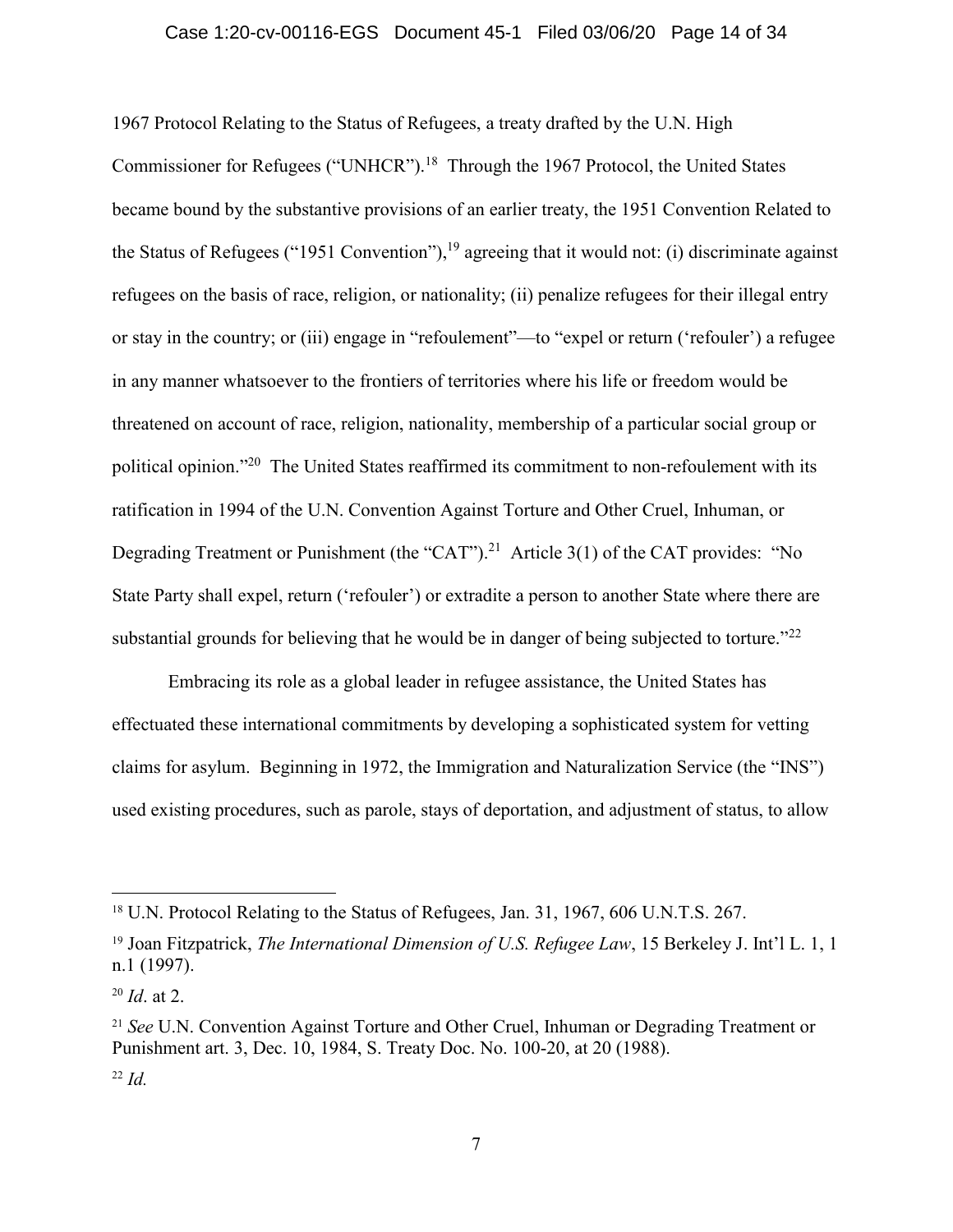1967 Protocol Relating to the Status of Refugees, a treaty drafted by the U.N. High Commissioner for Refugees ("UNHCR").[18] Through the 1967 Protocol, the United States became bound by the substantive provisions of an earlier treaty, the 1951 Convention Related to the Status of Refugees ("1951 Convention"),[19] agreeing that it would not: (i) discriminate against refugees on the basis of race, religion, or nationality; (ii) penalize refugees for their illegal entry or stay in the country; or (iii) engage in "refoulement"—to "expel or return ('refouler') a refugee in any manner whatsoever to the frontiers of territories where his life or freedom would be threatened on account of race, religion, nationality, membership of a particular social group or political opinion."[20] The United States reaffirmed its commitment to non-refoulement with its ratification in 1994 of the U.N. Convention Against Torture and Other Cruel, Inhuman, or Degrading Treatment or Punishment (the "CAT").[21] Article 3(1) of the CAT provides: "No State Party shall expel, return ('refouler') or extradite a person to another State where there are substantial grounds for believing that he would be in danger of being subjected to torture."[22]

Embracing its role as a global leader in refugee assistance, the United States has effectuated these international commitments by developing a sophisticated system for vetting claims for asylum. Beginning in 1972, the Immigration and Naturalization Service (the "INS") used existing procedures, such as parole, stays of deportation, and adjustment of status, to allow

---

[18] U.N. Protocol Relating to the Status of Refugees, Jan. 31, 1967, 606 U.N.T.S. 267.

[19] Joan Fitzpatrick, *The International Dimension of U.S. Refugee Law*, 15 Berkeley J. Int'l L. 1, 1 n.1 (1997).

[20] *Id*. at 2.

[21] *See* U.N. Convention Against Torture and Other Cruel, Inhuman or Degrading Treatment or Punishment art. 3, Dec. 10, 1984, S. Treaty Doc. No. 100-20, at 20 (1988).

[22] *Id.*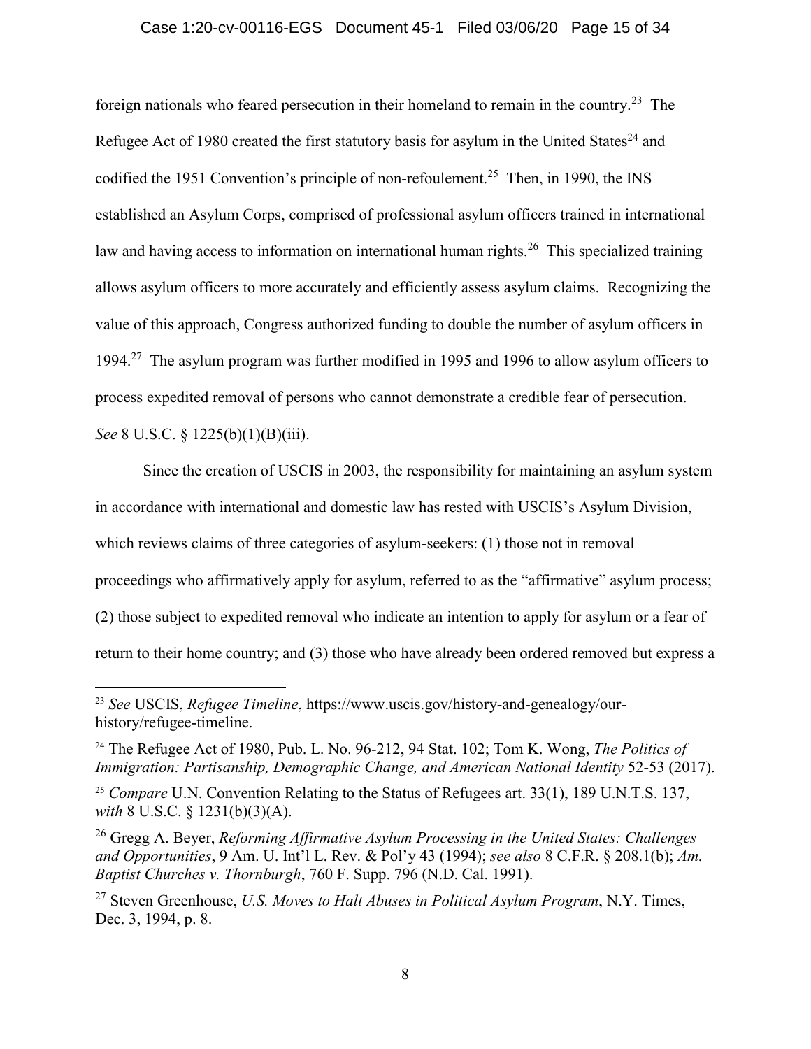foreign nationals who feared persecution in their homeland to remain in the country.[23] The Refugee Act of 1980 created the first statutory basis for asylum in the United States[24] and codified the 1951 Convention's principle of non-refoulement.[25] Then, in 1990, the INS established an Asylum Corps, comprised of professional asylum officers trained in international law and having access to information on international human rights.[26] This specialized training allows asylum officers to more accurately and efficiently assess asylum claims. Recognizing the value of this approach, Congress authorized funding to double the number of asylum officers in 1994.[27] The asylum program was further modified in 1995 and 1996 to allow asylum officers to process expedited removal of persons who cannot demonstrate a credible fear of persecution. *See* 8 U.S.C. § 1225(b)(1)(B)(iii).

Since the creation of USCIS in 2003, the responsibility for maintaining an asylum system in accordance with international and domestic law has rested with USCIS's Asylum Division, which reviews claims of three categories of asylum-seekers: (1) those not in removal proceedings who affirmatively apply for asylum, referred to as the "affirmative" asylum process; (2) those subject to expedited removal who indicate an intention to apply for asylum or a fear of return to their home country; and (3) those who have already been ordered removed but express a

---

[23] *See* USCIS, *Refugee Timeline*, https://www.uscis.gov/history-and-genealogy/our-history/refugee-timeline.

[24] The Refugee Act of 1980, Pub. L. No. 96-212, 94 Stat. 102; Tom K. Wong, *The Politics of Immigration: Partisanship, Demographic Change, and American National Identity* 52-53 (2017).

[25] *Compare* U.N. Convention Relating to the Status of Refugees art. 33(1), 189 U.N.T.S. 137, *with* 8 U.S.C. § 1231(b)(3)(A).

[26] Gregg A. Beyer, *Reforming Affirmative Asylum Processing in the United States: Challenges and Opportunities*, 9 Am. U. Int'l L. Rev. & Pol'y 43 (1994); *see also* 8 C.F.R. § 208.1(b); *Am. Baptist Churches v. Thornburgh*, 760 F. Supp. 796 (N.D. Cal. 1991).

[27] Steven Greenhouse, *U.S. Moves to Halt Abuses in Political Asylum Program*, N.Y. Times, Dec. 3, 1994, p. 8.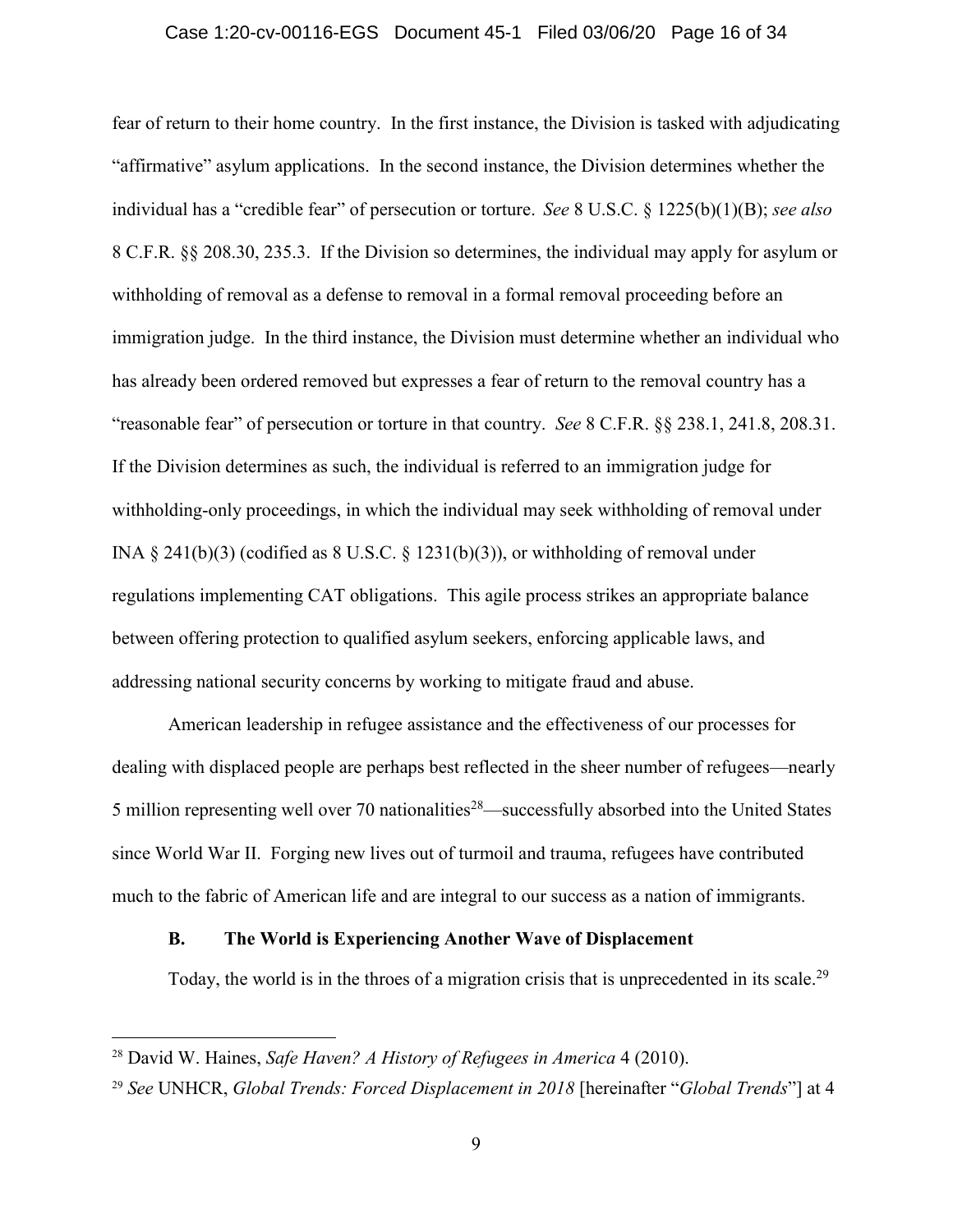fear of return to their home country. In the first instance, the Division is tasked with adjudicating "affirmative" asylum applications. In the second instance, the Division determines whether the individual has a "credible fear" of persecution or torture. *See* 8 U.S.C. § 1225(b)(1)(B); *see also* 8 C.F.R. §§ 208.30, 235.3. If the Division so determines, the individual may apply for asylum or withholding of removal as a defense to removal in a formal removal proceeding before an immigration judge. In the third instance, the Division must determine whether an individual who has already been ordered removed but expresses a fear of return to the removal country has a "reasonable fear" of persecution or torture in that country. *See* 8 C.F.R. §§ 238.1, 241.8, 208.31. If the Division determines as such, the individual is referred to an immigration judge for withholding-only proceedings, in which the individual may seek withholding of removal under INA § 241(b)(3) (codified as 8 U.S.C. § 1231(b)(3)), or withholding of removal under regulations implementing CAT obligations. This agile process strikes an appropriate balance between offering protection to qualified asylum seekers, enforcing applicable laws, and addressing national security concerns by working to mitigate fraud and abuse.

American leadership in refugee assistance and the effectiveness of our processes for dealing with displaced people are perhaps best reflected in the sheer number of refugees—nearly 5 million representing well over 70 nationalities[28]—successfully absorbed into the United States since World War II. Forging new lives out of turmoil and trauma, refugees have contributed much to the fabric of American life and are integral to our success as a nation of immigrants.

### B. The World is Experiencing Another Wave of Displacement

Today, the world is in the throes of a migration crisis that is unprecedented in its scale.[29]

---

[28] David W. Haines, *Safe Haven? A History of Refugees in America* 4 (2010).

[29] *See* UNHCR, *Global Trends: Forced Displacement in 2018* [hereinafter "*Global Trends*"] at 4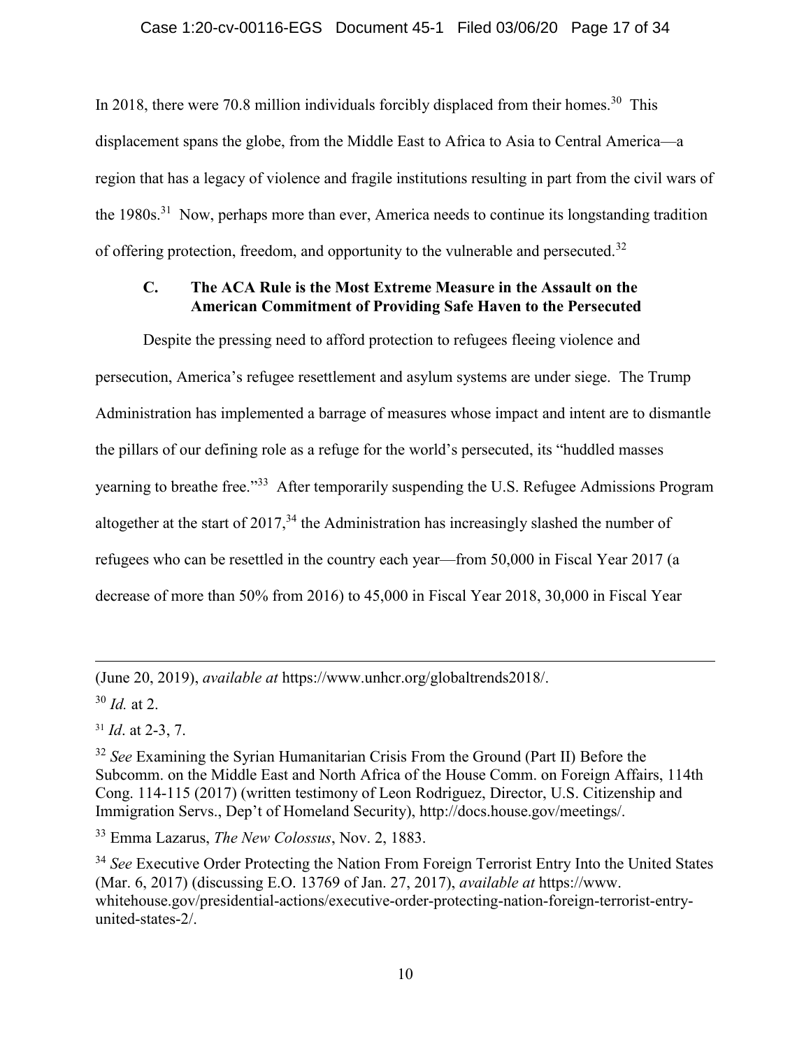In 2018, there were 70.8 million individuals forcibly displaced from their homes.[30] This displacement spans the globe, from the Middle East to Africa to Asia to Central America—a region that has a legacy of violence and fragile institutions resulting in part from the civil wars of the 1980s.[31] Now, perhaps more than ever, America needs to continue its longstanding tradition of offering protection, freedom, and opportunity to the vulnerable and persecuted.[32]

### C. The ACA Rule is the Most Extreme Measure in the Assault on the American Commitment of Providing Safe Haven to the Persecuted

Despite the pressing need to afford protection to refugees fleeing violence and persecution, America's refugee resettlement and asylum systems are under siege. The Trump Administration has implemented a barrage of measures whose impact and intent are to dismantle the pillars of our defining role as a refuge for the world's persecuted, its "huddled masses yearning to breathe free."[33] After temporarily suspending the U.S. Refugee Admissions Program altogether at the start of 2017,[34] the Administration has increasingly slashed the number of refugees who can be resettled in the country each year—from 50,000 in Fiscal Year 2017 (a decrease of more than 50% from 2016) to 45,000 in Fiscal Year 2018, 30,000 in Fiscal Year

---

(June 20, 2019), *available at* https://www.unhcr.org/globaltrends2018/.

[30] *Id.* at 2.

[31] *Id*. at 2-3, 7.

[32] *See* Examining the Syrian Humanitarian Crisis From the Ground (Part II) Before the Subcomm. on the Middle East and North Africa of the House Comm. on Foreign Affairs, 114th Cong. 114-115 (2017) (written testimony of Leon Rodriguez, Director, U.S. Citizenship and Immigration Servs., Dep't of Homeland Security), http://docs.house.gov/meetings/.

[33] Emma Lazarus, *The New Colossus*, Nov. 2, 1883.

[34] *See* Executive Order Protecting the Nation From Foreign Terrorist Entry Into the United States (Mar. 6, 2017) (discussing E.O. 13769 of Jan. 27, 2017), *available at* https://www.whitehouse.gov/presidential-actions/executive-order-protecting-nation-foreign-terrorist-entry-united-states-2/.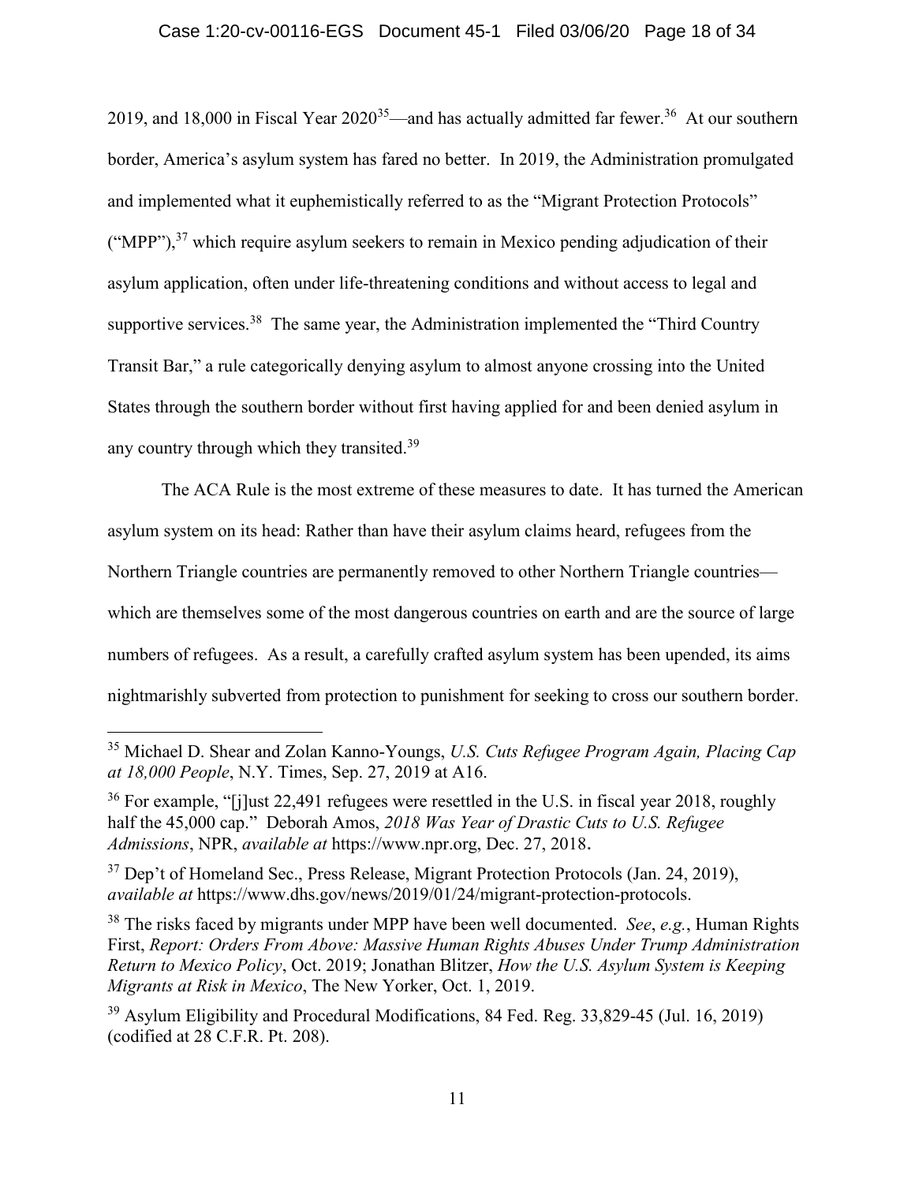2019, and 18,000 in Fiscal Year 2020[35]—and has actually admitted far fewer.[36] At our southern border, America's asylum system has fared no better. In 2019, the Administration promulgated and implemented what it euphemistically referred to as the "Migrant Protection Protocols" ("MPP"),[37] which require asylum seekers to remain in Mexico pending adjudication of their asylum application, often under life-threatening conditions and without access to legal and supportive services.[38] The same year, the Administration implemented the "Third Country Transit Bar," a rule categorically denying asylum to almost anyone crossing into the United States through the southern border without first having applied for and been denied asylum in any country through which they transited.[39]

The ACA Rule is the most extreme of these measures to date. It has turned the American asylum system on its head: Rather than have their asylum claims heard, refugees from the Northern Triangle countries are permanently removed to other Northern Triangle countries—which are themselves some of the most dangerous countries on earth and are the source of large numbers of refugees. As a result, a carefully crafted asylum system has been upended, its aims nightmarishly subverted from protection to punishment for seeking to cross our southern border.

---

[35] Michael D. Shear and Zolan Kanno-Youngs, *U.S. Cuts Refugee Program Again, Placing Cap at 18,000 People*, N.Y. Times, Sep. 27, 2019 at A16.

[36] For example, "[j]ust 22,491 refugees were resettled in the U.S. in fiscal year 2018, roughly half the 45,000 cap." Deborah Amos, *2018 Was Year of Drastic Cuts to U.S. Refugee Admissions*, NPR, *available at* https://www.npr.org, Dec. 27, 2018.

[37] Dep't of Homeland Sec., Press Release, Migrant Protection Protocols (Jan. 24, 2019), *available at* https://www.dhs.gov/news/2019/01/24/migrant-protection-protocols.

[38] The risks faced by migrants under MPP have been well documented. *See*, *e.g.*, Human Rights First, *Report: Orders From Above: Massive Human Rights Abuses Under Trump Administration Return to Mexico Policy*, Oct. 2019; Jonathan Blitzer, *How the U.S. Asylum System is Keeping Migrants at Risk in Mexico*, The New Yorker, Oct. 1, 2019.

[39] Asylum Eligibility and Procedural Modifications, 84 Fed. Reg. 33,829-45 (Jul. 16, 2019) (codified at 28 C.F.R. Pt. 208).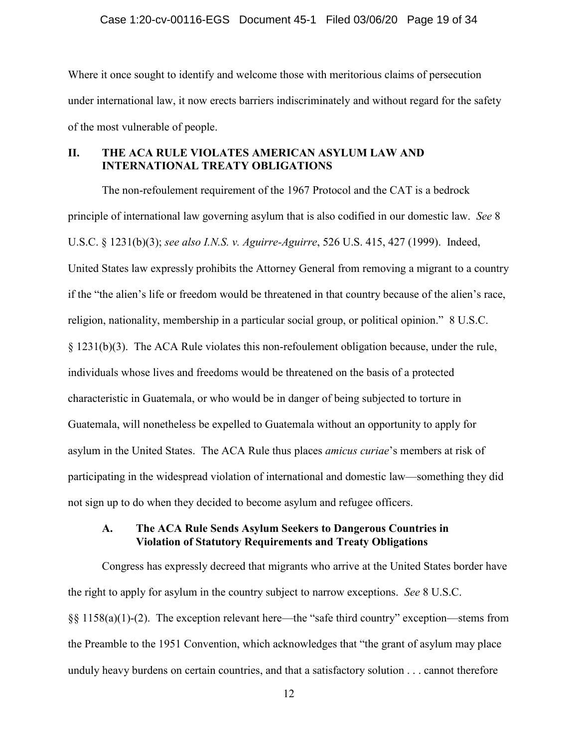Where it once sought to identify and welcome those with meritorious claims of persecution under international law, it now erects barriers indiscriminately and without regard for the safety of the most vulnerable of people.

## II. THE ACA RULE VIOLATES AMERICAN ASYLUM LAW AND INTERNATIONAL TREATY OBLIGATIONS

The non-refoulement requirement of the 1967 Protocol and the CAT is a bedrock principle of international law governing asylum that is also codified in our domestic law. *See* 8 U.S.C. § 1231(b)(3); *see also I.N.S. v. Aguirre-Aguirre*, 526 U.S. 415, 427 (1999). Indeed, United States law expressly prohibits the Attorney General from removing a migrant to a country if the "the alien's life or freedom would be threatened in that country because of the alien's race, religion, nationality, membership in a particular social group, or political opinion." 8 U.S.C. § 1231(b)(3). The ACA Rule violates this non-refoulement obligation because, under the rule, individuals whose lives and freedoms would be threatened on the basis of a protected characteristic in Guatemala, or who would be in danger of being subjected to torture in Guatemala, will nonetheless be expelled to Guatemala without an opportunity to apply for asylum in the United States. The ACA Rule thus places *amicus curiae*'s members at risk of participating in the widespread violation of international and domestic law—something they did not sign up to do when they decided to become asylum and refugee officers.

### A. The ACA Rule Sends Asylum Seekers to Dangerous Countries in Violation of Statutory Requirements and Treaty Obligations

Congress has expressly decreed that migrants who arrive at the United States border have the right to apply for asylum in the country subject to narrow exceptions. *See* 8 U.S.C. §§ 1158(a)(1)-(2). The exception relevant here—the "safe third country" exception—stems from the Preamble to the 1951 Convention, which acknowledges that "the grant of asylum may place unduly heavy burdens on certain countries, and that a satisfactory solution . . . cannot therefore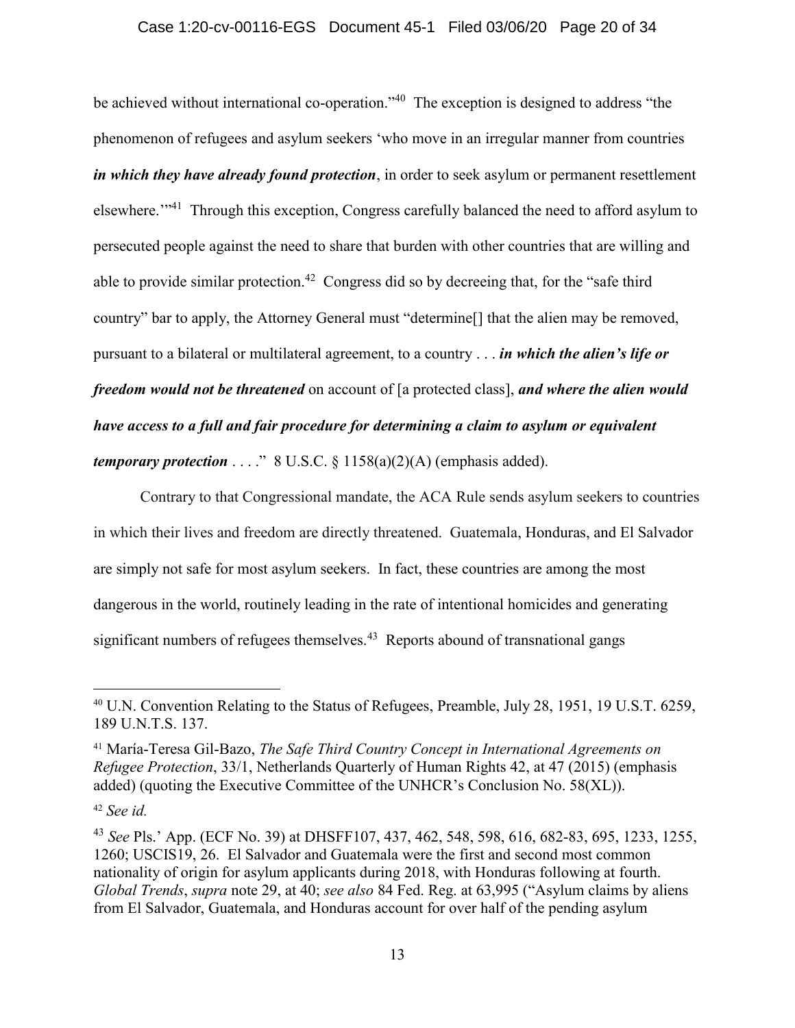be achieved without international co-operation."[40] The exception is designed to address "the phenomenon of refugees and asylum seekers 'who move in an irregular manner from countries ***in which they have already found protection***, in order to seek asylum or permanent resettlement elsewhere.'"[41] Through this exception, Congress carefully balanced the need to afford asylum to persecuted people against the need to share that burden with other countries that are willing and able to provide similar protection.[42] Congress did so by decreeing that, for the "safe third country" bar to apply, the Attorney General must "determine[] that the alien may be removed, pursuant to a bilateral or multilateral agreement, to a country . . . ***in which the alien's life or freedom would not be threatened*** on account of [a protected class], ***and where the alien would have access to a full and fair procedure for determining a claim to asylum or equivalent temporary protection*** . . . ." 8 U.S.C. § 1158(a)(2)(A) (emphasis added).

Contrary to that Congressional mandate, the ACA Rule sends asylum seekers to countries in which their lives and freedom are directly threatened. Guatemala, Honduras, and El Salvador are simply not safe for most asylum seekers. In fact, these countries are among the most dangerous in the world, routinely leading in the rate of intentional homicides and generating significant numbers of refugees themselves.[43] Reports abound of transnational gangs

---

[40] U.N. Convention Relating to the Status of Refugees, Preamble, July 28, 1951, 19 U.S.T. 6259, 189 U.N.T.S. 137.

[41] María-Teresa Gil-Bazo, *The Safe Third Country Concept in International Agreements on Refugee Protection*, 33/1, Netherlands Quarterly of Human Rights 42, at 47 (2015) (emphasis added) (quoting the Executive Committee of the UNHCR's Conclusion No. 58(XL)).

[42] *See id.*

[43] *See* Pls.' App. (ECF No. 39) at DHSFF107, 437, 462, 548, 598, 616, 682-83, 695, 1233, 1255, 1260; USCIS19, 26. El Salvador and Guatemala were the first and second most common nationality of origin for asylum applicants during 2018, with Honduras following at fourth. *Global Trends*, *supra* note 29, at 40; *see also* 84 Fed. Reg. at 63,995 ("Asylum claims by aliens from El Salvador, Guatemala, and Honduras account for over half of the pending asylum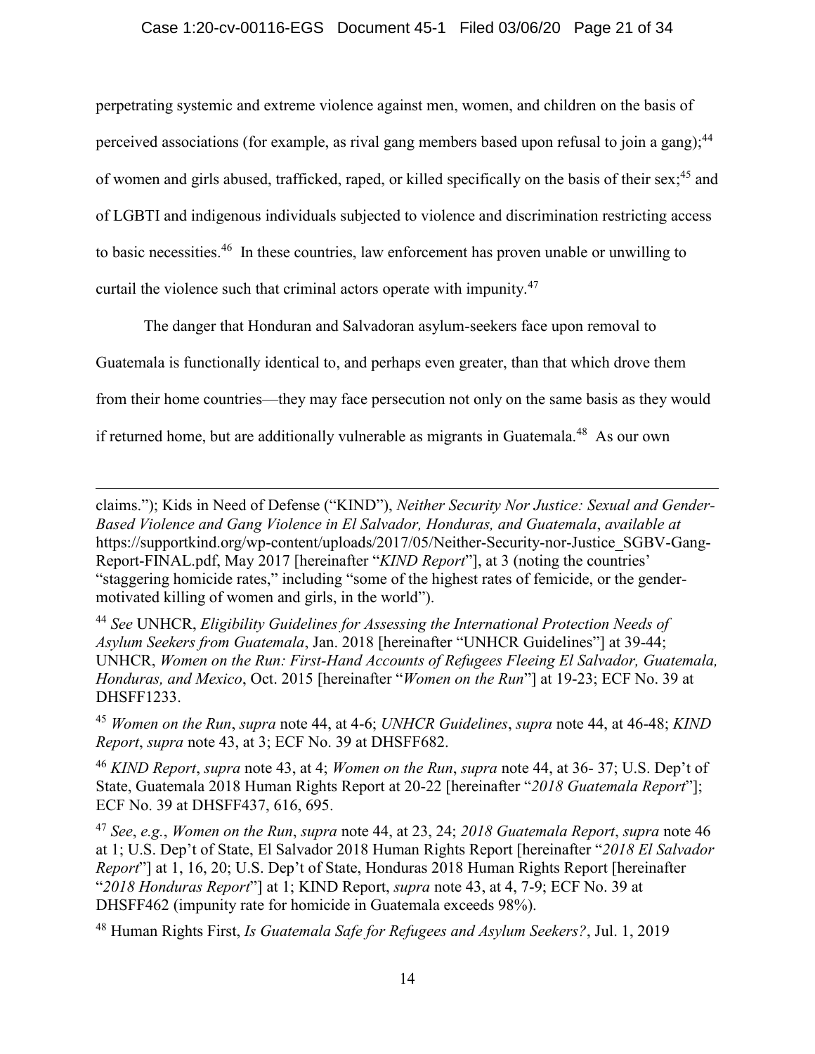perpetrating systemic and extreme violence against men, women, and children on the basis of perceived associations (for example, as rival gang members based upon refusal to join a gang);[44] of women and girls abused, trafficked, raped, or killed specifically on the basis of their sex;[45] and of LGBTI and indigenous individuals subjected to violence and discrimination restricting access to basic necessities.[46] In these countries, law enforcement has proven unable or unwilling to curtail the violence such that criminal actors operate with impunity.[47]

The danger that Honduran and Salvadoran asylum-seekers face upon removal to Guatemala is functionally identical to, and perhaps even greater, than that which drove them from their home countries—they may face persecution not only on the same basis as they would if returned home, but are additionally vulnerable as migrants in Guatemala.[48] As our own

---

claims."); Kids in Need of Defense ("KIND"), *Neither Security Nor Justice: Sexual and Gender-Based Violence and Gang Violence in El Salvador, Honduras, and Guatemala*, *available at* https://supportkind.org/wp-content/uploads/2017/05/Neither-Security-nor-Justice_SGBV-Gang-Report-FINAL.pdf, May 2017 [hereinafter "*KIND Report*"], at 3 (noting the countries' "staggering homicide rates," including "some of the highest rates of femicide, or the gender-motivated killing of women and girls, in the world").

[44] *See* UNHCR, *Eligibility Guidelines for Assessing the International Protection Needs of Asylum Seekers from Guatemala*, Jan. 2018 [hereinafter "UNHCR Guidelines"] at 39-44; UNHCR, *Women on the Run: First-Hand Accounts of Refugees Fleeing El Salvador, Guatemala, Honduras, and Mexico*, Oct. 2015 [hereinafter "*Women on the Run*"] at 19-23; ECF No. 39 at DHSFF1233.

[45] *Women on the Run*, *supra* note 44, at 4-6; *UNHCR Guidelines*, *supra* note 44, at 46-48; *KIND Report*, *supra* note 43, at 3; ECF No. 39 at DHSFF682.

[46] *KIND Report*, *supra* note 43, at 4; *Women on the Run*, *supra* note 44, at 36- 37; U.S. Dep't of State, Guatemala 2018 Human Rights Report at 20-22 [hereinafter "*2018 Guatemala Report*"]; ECF No. 39 at DHSFF437, 616, 695.

[47] *See*, *e.g.*, *Women on the Run*, *supra* note 44, at 23, 24; *2018 Guatemala Report*, *supra* note 46 at 1; U.S. Dep't of State, El Salvador 2018 Human Rights Report [hereinafter "*2018 El Salvador Report*"] at 1, 16, 20; U.S. Dep't of State, Honduras 2018 Human Rights Report [hereinafter "*2018 Honduras Report*"] at 1; KIND Report, *supra* note 43, at 4, 7-9; ECF No. 39 at DHSFF462 (impunity rate for homicide in Guatemala exceeds 98%).

[48] Human Rights First, *Is Guatemala Safe for Refugees and Asylum Seekers?*, Jul. 1, 2019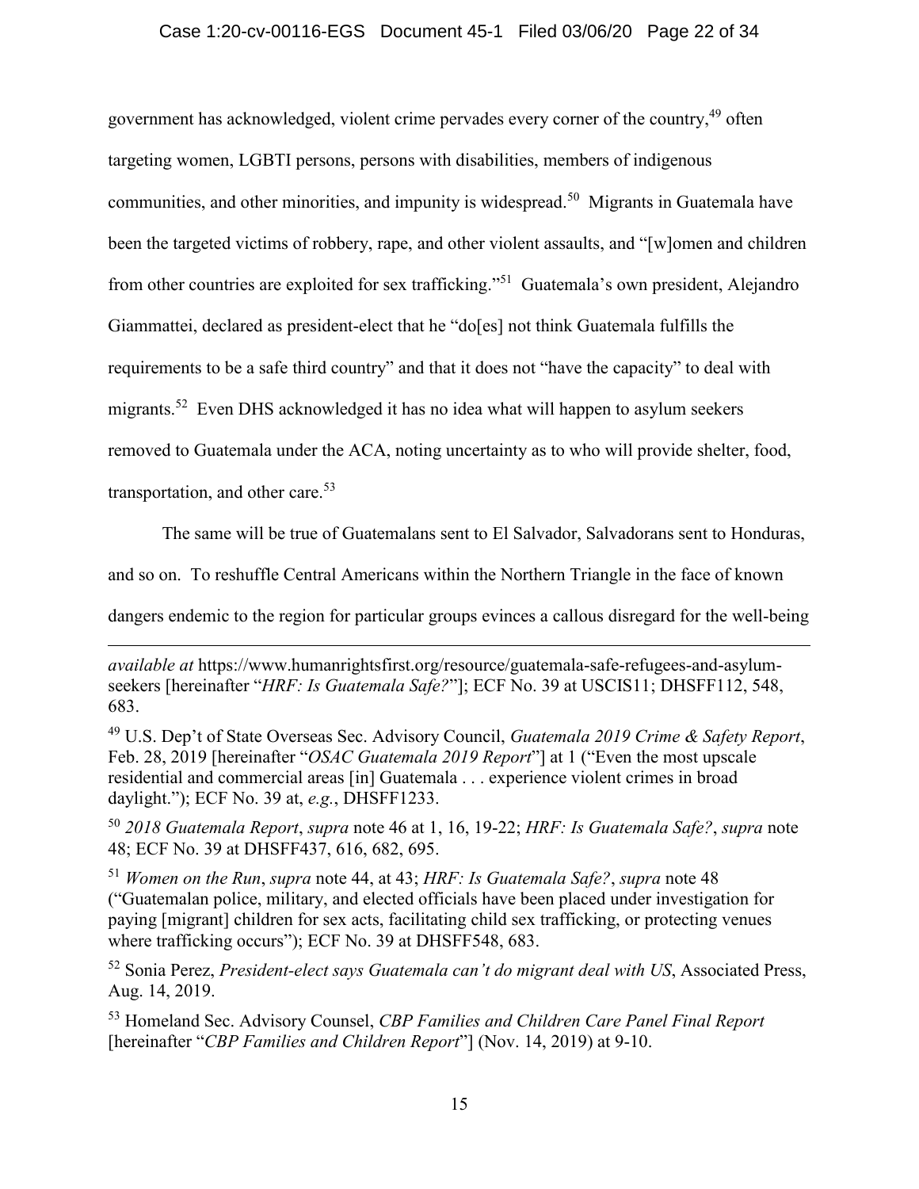government has acknowledged, violent crime pervades every corner of the country,[49] often targeting women, LGBTI persons, persons with disabilities, members of indigenous communities, and other minorities, and impunity is widespread.[50] Migrants in Guatemala have been the targeted victims of robbery, rape, and other violent assaults, and "[w]omen and children from other countries are exploited for sex trafficking."[51] Guatemala's own president, Alejandro Giammattei, declared as president-elect that he "do[es] not think Guatemala fulfills the requirements to be a safe third country" and that it does not "have the capacity" to deal with migrants.[52] Even DHS acknowledged it has no idea what will happen to asylum seekers removed to Guatemala under the ACA, noting uncertainty as to who will provide shelter, food, transportation, and other care.[53]

The same will be true of Guatemalans sent to El Salvador, Salvadorans sent to Honduras, and so on. To reshuffle Central Americans within the Northern Triangle in the face of known dangers endemic to the region for particular groups evinces a callous disregard for the well-being

---

*available at* https://www.humanrightsfirst.org/resource/guatemala-safe-refugees-and-asylum-seekers [hereinafter "*HRF: Is Guatemala Safe?*"]; ECF No. 39 at USCIS11; DHSFF112, 548, 683.

[49] U.S. Dep't of State Overseas Sec. Advisory Council, *Guatemala 2019 Crime & Safety Report*, Feb. 28, 2019 [hereinafter "*OSAC Guatemala 2019 Report*"] at 1 ("Even the most upscale residential and commercial areas [in] Guatemala . . . experience violent crimes in broad daylight."); ECF No. 39 at, *e.g.*, DHSFF1233.

[50] *2018 Guatemala Report*, *supra* note 46 at 1, 16, 19-22; *HRF: Is Guatemala Safe?*, *supra* note 48; ECF No. 39 at DHSFF437, 616, 682, 695.

[51] *Women on the Run*, *supra* note 44, at 43; *HRF: Is Guatemala Safe?*, *supra* note 48 ("Guatemalan police, military, and elected officials have been placed under investigation for paying [migrant] children for sex acts, facilitating child sex trafficking, or protecting venues where trafficking occurs"); ECF No. 39 at DHSFF548, 683.

[52] Sonia Perez, *President-elect says Guatemala can't do migrant deal with US*, Associated Press, Aug. 14, 2019.

[53] Homeland Sec. Advisory Counsel, *CBP Families and Children Care Panel Final Report* [hereinafter "*CBP Families and Children Report*"] (Nov. 14, 2019) at 9-10.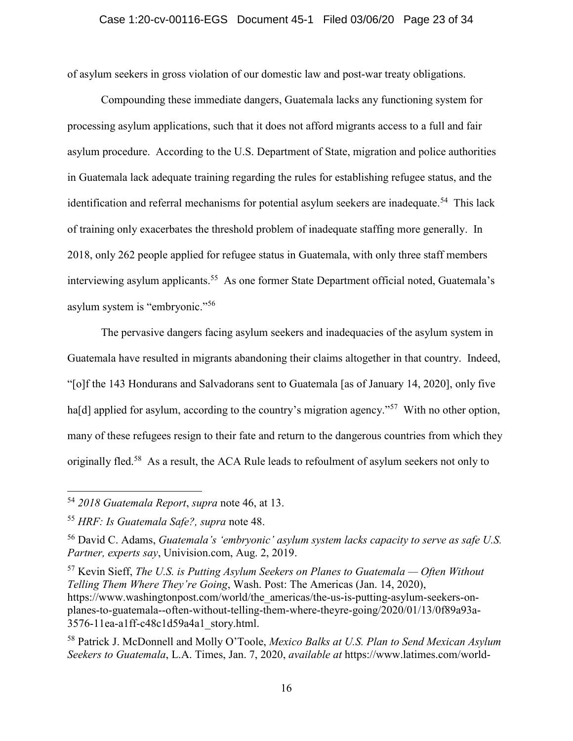of asylum seekers in gross violation of our domestic law and post-war treaty obligations.

Compounding these immediate dangers, Guatemala lacks any functioning system for processing asylum applications, such that it does not afford migrants access to a full and fair asylum procedure. According to the U.S. Department of State, migration and police authorities in Guatemala lack adequate training regarding the rules for establishing refugee status, and the identification and referral mechanisms for potential asylum seekers are inadequate.[54] This lack of training only exacerbates the threshold problem of inadequate staffing more generally. In 2018, only 262 people applied for refugee status in Guatemala, with only three staff members interviewing asylum applicants.[55] As one former State Department official noted, Guatemala's asylum system is "embryonic."[56]

The pervasive dangers facing asylum seekers and inadequacies of the asylum system in Guatemala have resulted in migrants abandoning their claims altogether in that country. Indeed, "[o]f the 143 Hondurans and Salvadorans sent to Guatemala [as of January 14, 2020], only five ha[d] applied for asylum, according to the country's migration agency."[57] With no other option, many of these refugees resign to their fate and return to the dangerous countries from which they originally fled.[58] As a result, the ACA Rule leads to refoulment of asylum seekers not only to

---

[54] *2018 Guatemala Report*, *supra* note 46, at 13.

[55] *HRF: Is Guatemala Safe?, supra* note 48.

[56] David C. Adams, *Guatemala's 'embryonic' asylum system lacks capacity to serve as safe U.S. Partner, experts say*, Univision.com, Aug. 2, 2019.

[57] Kevin Sieff, *The U.S. is Putting Asylum Seekers on Planes to Guatemala — Often Without Telling Them Where They're Going*, Wash. Post: The Americas (Jan. 14, 2020), https://www.washingtonpost.com/world/the_americas/the-us-is-putting-asylum-seekers-on-planes-to-guatemala--often-without-telling-them-where-theyre-going/2020/01/13/0f89a93a-3576-11ea-a1ff-c48c1d59a4a1_story.html.

[58] Patrick J. McDonnell and Molly O'Toole, *Mexico Balks at U.S. Plan to Send Mexican Asylum Seekers to Guatemala*, L.A. Times, Jan. 7, 2020, *available at* https://www.latimes.com/world-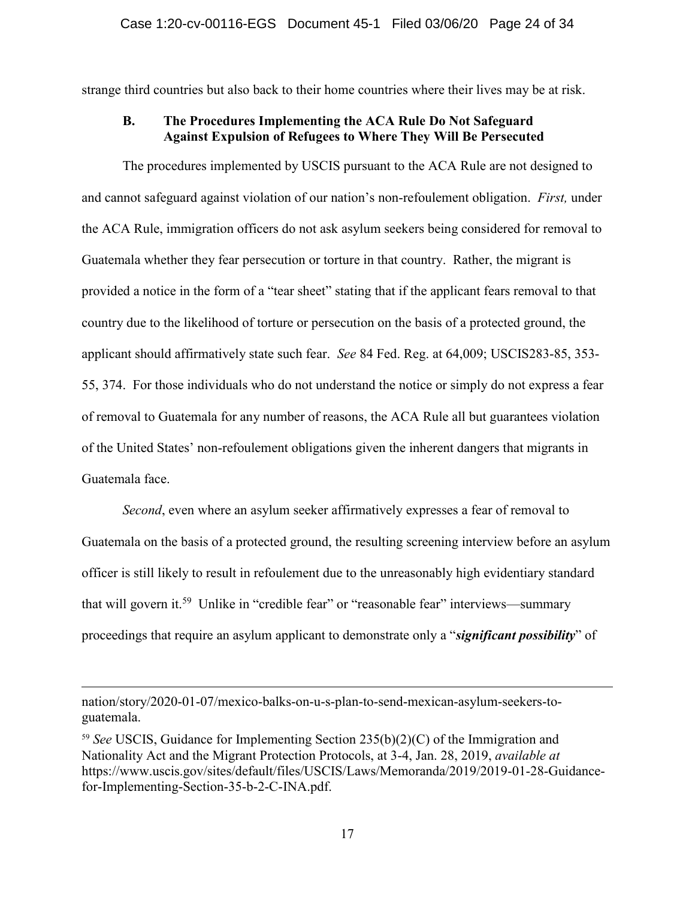strange third countries but also back to their home countries where their lives may be at risk.

### B. The Procedures Implementing the ACA Rule Do Not Safeguard Against Expulsion of Refugees to Where They Will Be Persecuted

The procedures implemented by USCIS pursuant to the ACA Rule are not designed to and cannot safeguard against violation of our nation's non-refoulement obligation. *First,* under the ACA Rule, immigration officers do not ask asylum seekers being considered for removal to Guatemala whether they fear persecution or torture in that country. Rather, the migrant is provided a notice in the form of a "tear sheet" stating that if the applicant fears removal to that country due to the likelihood of torture or persecution on the basis of a protected ground, the applicant should affirmatively state such fear. *See* 84 Fed. Reg. at 64,009; USCIS283-85, 353-55, 374. For those individuals who do not understand the notice or simply do not express a fear of removal to Guatemala for any number of reasons, the ACA Rule all but guarantees violation of the United States' non-refoulement obligations given the inherent dangers that migrants in Guatemala face.

*Second*, even where an asylum seeker affirmatively expresses a fear of removal to Guatemala on the basis of a protected ground, the resulting screening interview before an asylum officer is still likely to result in refoulement due to the unreasonably high evidentiary standard that will govern it.[59] Unlike in "credible fear" or "reasonable fear" interviews—summary proceedings that require an asylum applicant to demonstrate only a "***significant possibility***" of

---

nation/story/2020-01-07/mexico-balks-on-u-s-plan-to-send-mexican-asylum-seekers-to-guatemala.

[59] *See* USCIS, Guidance for Implementing Section 235(b)(2)(C) of the Immigration and Nationality Act and the Migrant Protection Protocols, at 3-4, Jan. 28, 2019, *available at* https://www.uscis.gov/sites/default/files/USCIS/Laws/Memoranda/2019/2019-01-28-Guidance-for-Implementing-Section-35-b-2-C-INA.pdf.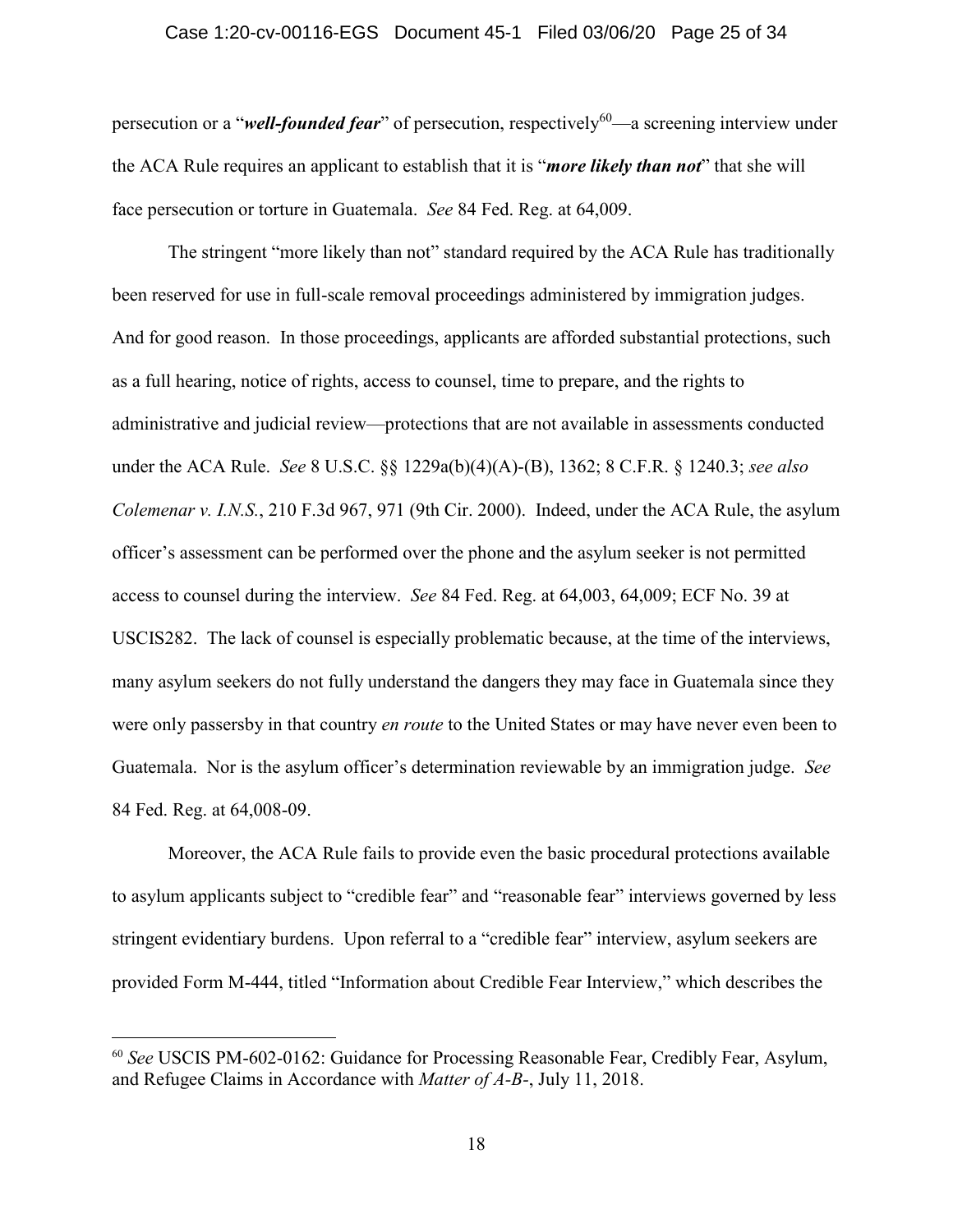persecution or a "***well-founded fear***" of persecution, respectively[60]—a screening interview under the ACA Rule requires an applicant to establish that it is "***more likely than not***" that she will face persecution or torture in Guatemala. *See* 84 Fed. Reg. at 64,009.

The stringent "more likely than not" standard required by the ACA Rule has traditionally been reserved for use in full-scale removal proceedings administered by immigration judges. And for good reason. In those proceedings, applicants are afforded substantial protections, such as a full hearing, notice of rights, access to counsel, time to prepare, and the rights to administrative and judicial review—protections that are not available in assessments conducted under the ACA Rule. *See* 8 U.S.C. §§ 1229a(b)(4)(A)-(B), 1362; 8 C.F.R. § 1240.3; *see also Colemenar v. I.N.S.*, 210 F.3d 967, 971 (9th Cir. 2000). Indeed, under the ACA Rule, the asylum officer's assessment can be performed over the phone and the asylum seeker is not permitted access to counsel during the interview. *See* 84 Fed. Reg. at 64,003, 64,009; ECF No. 39 at USCIS282. The lack of counsel is especially problematic because, at the time of the interviews, many asylum seekers do not fully understand the dangers they may face in Guatemala since they were only passersby in that country *en route* to the United States or may have never even been to Guatemala. Nor is the asylum officer's determination reviewable by an immigration judge. *See* 84 Fed. Reg. at 64,008-09.

Moreover, the ACA Rule fails to provide even the basic procedural protections available to asylum applicants subject to "credible fear" and "reasonable fear" interviews governed by less stringent evidentiary burdens. Upon referral to a "credible fear" interview, asylum seekers are provided Form M-444, titled "Information about Credible Fear Interview," which describes the

---

[60] *See* USCIS PM-602-0162: Guidance for Processing Reasonable Fear, Credibly Fear, Asylum, and Refugee Claims in Accordance with *Matter of A-B-*, July 11, 2018.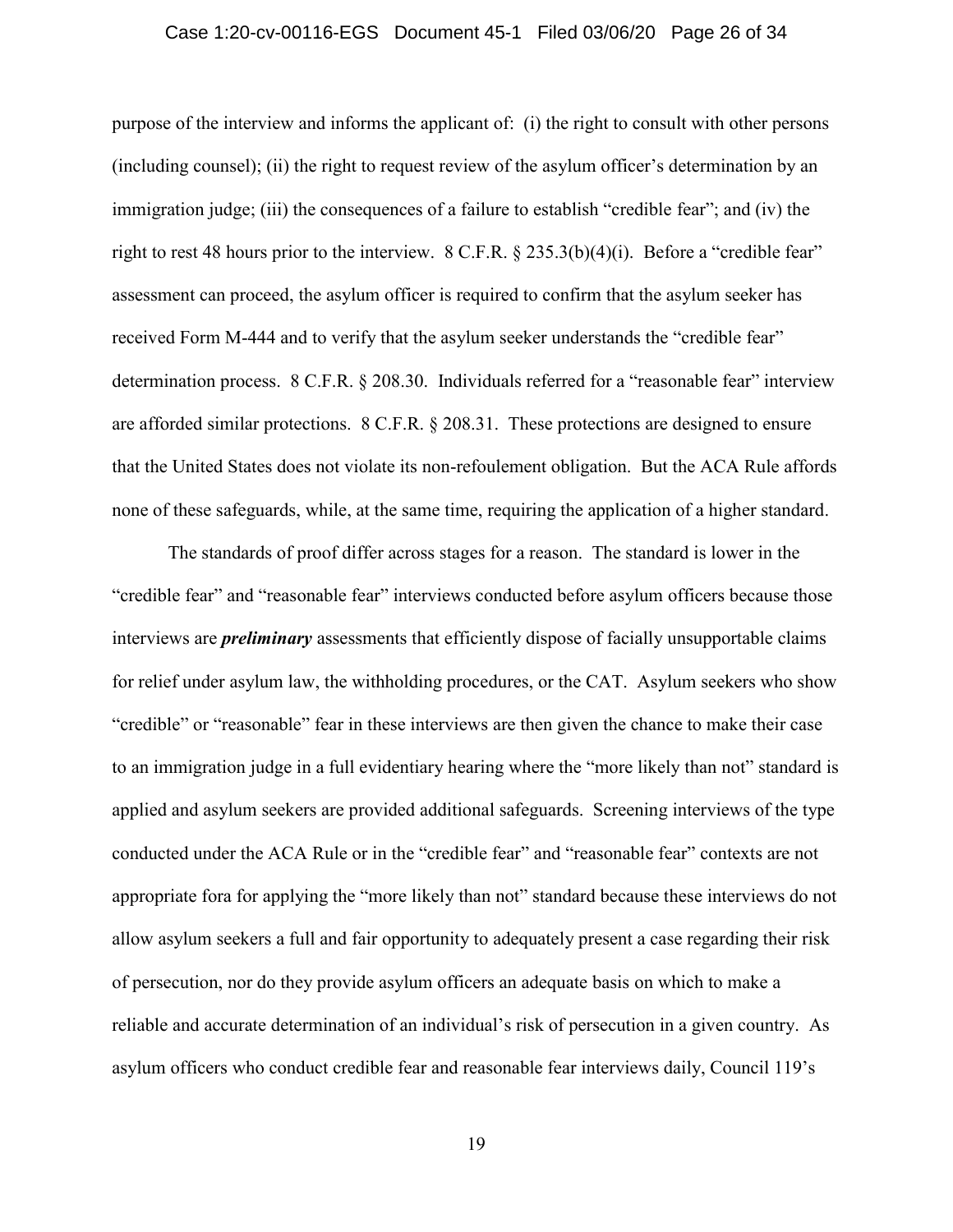purpose of the interview and informs the applicant of: (i) the right to consult with other persons (including counsel); (ii) the right to request review of the asylum officer's determination by an immigration judge; (iii) the consequences of a failure to establish "credible fear"; and (iv) the right to rest 48 hours prior to the interview. 8 C.F.R. § 235.3(b)(4)(i). Before a "credible fear" assessment can proceed, the asylum officer is required to confirm that the asylum seeker has received Form M-444 and to verify that the asylum seeker understands the "credible fear" determination process. 8 C.F.R. § 208.30. Individuals referred for a "reasonable fear" interview are afforded similar protections. 8 C.F.R. § 208.31. These protections are designed to ensure that the United States does not violate its non-refoulement obligation. But the ACA Rule affords none of these safeguards, while, at the same time, requiring the application of a higher standard.

The standards of proof differ across stages for a reason. The standard is lower in the "credible fear" and "reasonable fear" interviews conducted before asylum officers because those interviews are ***preliminary*** assessments that efficiently dispose of facially unsupportable claims for relief under asylum law, the withholding procedures, or the CAT. Asylum seekers who show "credible" or "reasonable" fear in these interviews are then given the chance to make their case to an immigration judge in a full evidentiary hearing where the "more likely than not" standard is applied and asylum seekers are provided additional safeguards. Screening interviews of the type conducted under the ACA Rule or in the "credible fear" and "reasonable fear" contexts are not appropriate fora for applying the "more likely than not" standard because these interviews do not allow asylum seekers a full and fair opportunity to adequately present a case regarding their risk of persecution, nor do they provide asylum officers an adequate basis on which to make a reliable and accurate determination of an individual's risk of persecution in a given country. As asylum officers who conduct credible fear and reasonable fear interviews daily, Council 119's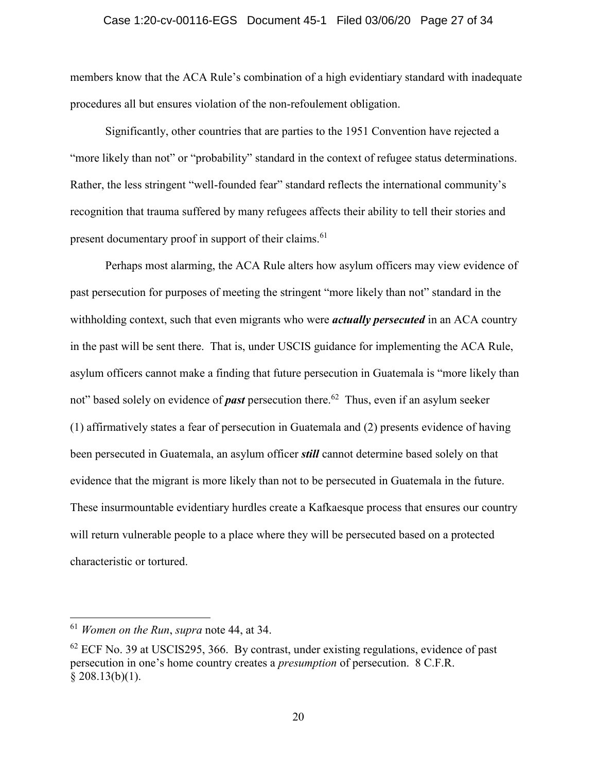members know that the ACA Rule's combination of a high evidentiary standard with inadequate procedures all but ensures violation of the non-refoulement obligation.

Significantly, other countries that are parties to the 1951 Convention have rejected a "more likely than not" or "probability" standard in the context of refugee status determinations. Rather, the less stringent "well-founded fear" standard reflects the international community's recognition that trauma suffered by many refugees affects their ability to tell their stories and present documentary proof in support of their claims.[61]

Perhaps most alarming, the ACA Rule alters how asylum officers may view evidence of past persecution for purposes of meeting the stringent "more likely than not" standard in the withholding context, such that even migrants who were ***actually persecuted*** in an ACA country in the past will be sent there. That is, under USCIS guidance for implementing the ACA Rule, asylum officers cannot make a finding that future persecution in Guatemala is "more likely than not" based solely on evidence of ***past*** persecution there.[62] Thus, even if an asylum seeker (1) affirmatively states a fear of persecution in Guatemala and (2) presents evidence of having been persecuted in Guatemala, an asylum officer ***still*** cannot determine based solely on that evidence that the migrant is more likely than not to be persecuted in Guatemala in the future. These insurmountable evidentiary hurdles create a Kafkaesque process that ensures our country will return vulnerable people to a place where they will be persecuted based on a protected characteristic or tortured.

---

[61] *Women on the Run*, *supra* note 44, at 34.

[62] ECF No. 39 at USCIS295, 366. By contrast, under existing regulations, evidence of past persecution in one's home country creates a *presumption* of persecution. 8 C.F.R. § 208.13(b)(1).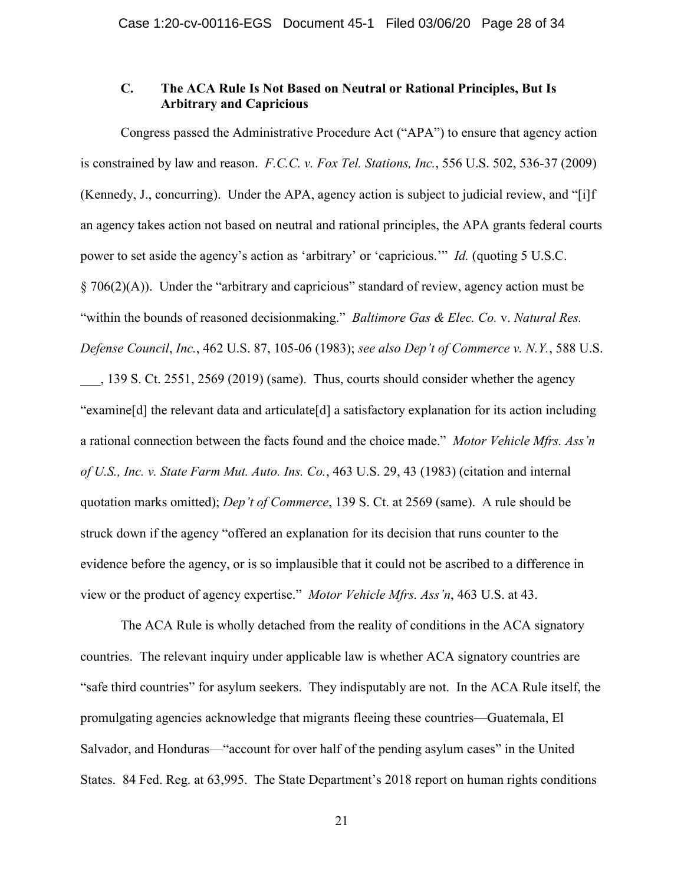### C. The ACA Rule Is Not Based on Neutral or Rational Principles, But Is Arbitrary and Capricious

Congress passed the Administrative Procedure Act ("APA") to ensure that agency action is constrained by law and reason. *F.C.C. v. Fox Tel. Stations, Inc.*, 556 U.S. 502, 536-37 (2009) (Kennedy, J., concurring). Under the APA, agency action is subject to judicial review, and "[i]f an agency takes action not based on neutral and rational principles, the APA grants federal courts power to set aside the agency's action as 'arbitrary' or 'capricious.'" *Id.* (quoting 5 U.S.C. § 706(2)(A)). Under the "arbitrary and capricious" standard of review, agency action must be "within the bounds of reasoned decisionmaking." *Baltimore Gas & Elec. Co.* v. *Natural Res. Defense Council*, *Inc.*, 462 U.S. 87, 105-06 (1983); *see also Dep't of Commerce v. N.Y.*, 588 U.S. ___, 139 S. Ct. 2551, 2569 (2019) (same). Thus, courts should consider whether the agency "examine[d] the relevant data and articulate[d] a satisfactory explanation for its action including a rational connection between the facts found and the choice made." *Motor Vehicle Mfrs. Ass'n of U.S., Inc. v. State Farm Mut. Auto. Ins. Co.*, 463 U.S. 29, 43 (1983) (citation and internal quotation marks omitted); *Dep't of Commerce*, 139 S. Ct. at 2569 (same). A rule should be struck down if the agency "offered an explanation for its decision that runs counter to the evidence before the agency, or is so implausible that it could not be ascribed to a difference in view or the product of agency expertise." *Motor Vehicle Mfrs. Ass'n*, 463 U.S. at 43.

The ACA Rule is wholly detached from the reality of conditions in the ACA signatory countries. The relevant inquiry under applicable law is whether ACA signatory countries are "safe third countries" for asylum seekers. They indisputably are not. In the ACA Rule itself, the promulgating agencies acknowledge that migrants fleeing these countries—Guatemala, El Salvador, and Honduras—"account for over half of the pending asylum cases" in the United States. 84 Fed. Reg. at 63,995. The State Department's 2018 report on human rights conditions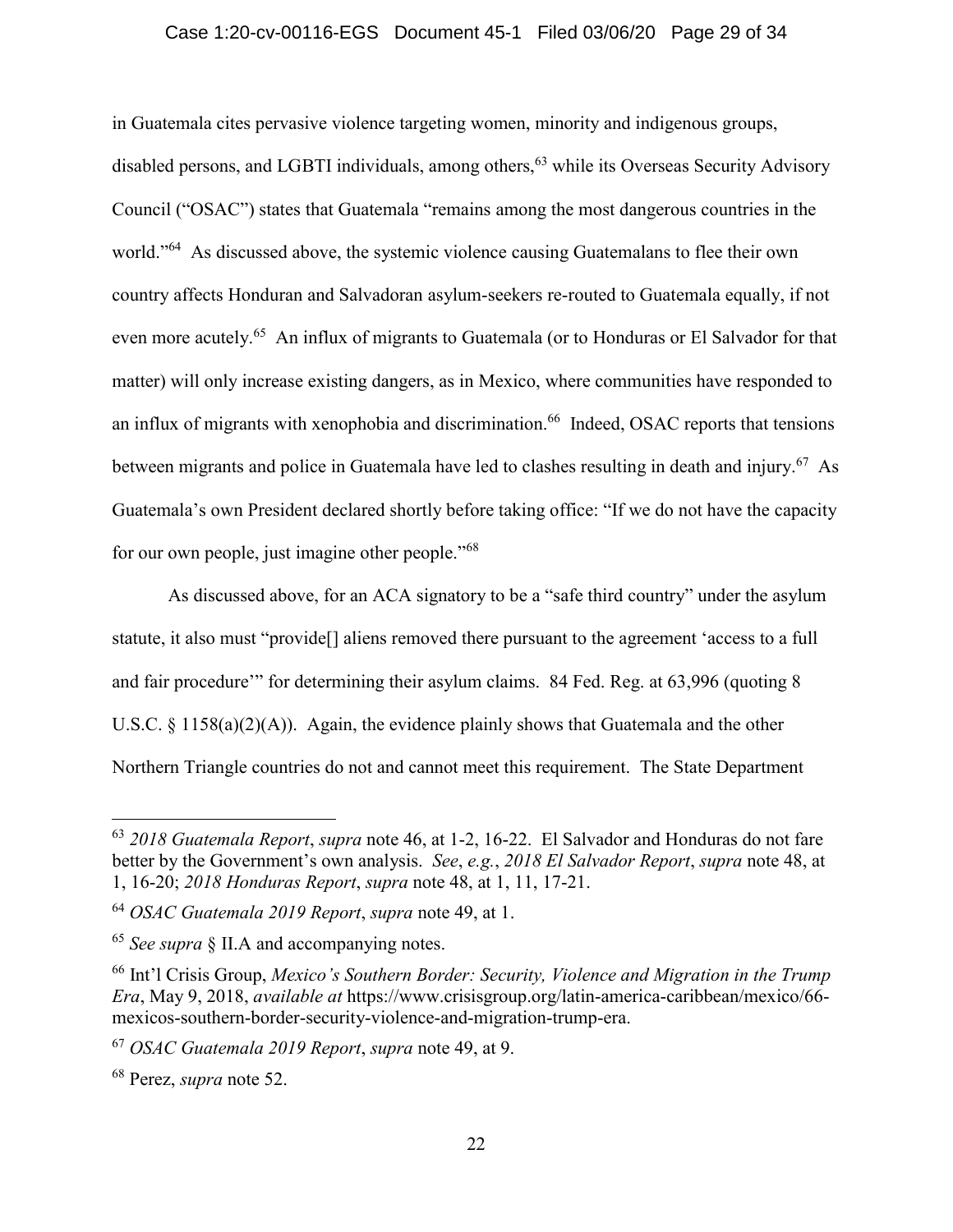in Guatemala cites pervasive violence targeting women, minority and indigenous groups, disabled persons, and LGBTI individuals, among others,[63] while its Overseas Security Advisory Council ("OSAC") states that Guatemala "remains among the most dangerous countries in the world."[64] As discussed above, the systemic violence causing Guatemalans to flee their own country affects Honduran and Salvadoran asylum-seekers re-routed to Guatemala equally, if not even more acutely.[65] An influx of migrants to Guatemala (or to Honduras or El Salvador for that matter) will only increase existing dangers, as in Mexico, where communities have responded to an influx of migrants with xenophobia and discrimination.[66] Indeed, OSAC reports that tensions between migrants and police in Guatemala have led to clashes resulting in death and injury.[67] As Guatemala's own President declared shortly before taking office: "If we do not have the capacity for our own people, just imagine other people."[68]

As discussed above, for an ACA signatory to be a "safe third country" under the asylum statute, it also must "provide[] aliens removed there pursuant to the agreement 'access to a full and fair procedure'" for determining their asylum claims. 84 Fed. Reg. at 63,996 (quoting 8 U.S.C. § 1158(a)(2)(A)). Again, the evidence plainly shows that Guatemala and the other Northern Triangle countries do not and cannot meet this requirement. The State Department

---

[63] *2018 Guatemala Report*, *supra* note 46, at 1-2, 16-22. El Salvador and Honduras do not fare better by the Government's own analysis. *See*, *e.g.*, *2018 El Salvador Report*, *supra* note 48, at 1, 16-20; *2018 Honduras Report*, *supra* note 48, at 1, 11, 17-21.

[64] *OSAC Guatemala 2019 Report*, *supra* note 49, at 1.

[65] *See supra* § II.A and accompanying notes.

[66] Int'l Crisis Group, *Mexico's Southern Border: Security, Violence and Migration in the Trump Era*, May 9, 2018, *available at* https://www.crisisgroup.org/latin-america-caribbean/mexico/66-mexicos-southern-border-security-violence-and-migration-trump-era.

[67] *OSAC Guatemala 2019 Report*, *supra* note 49, at 9.

[68] Perez, *supra* note 52.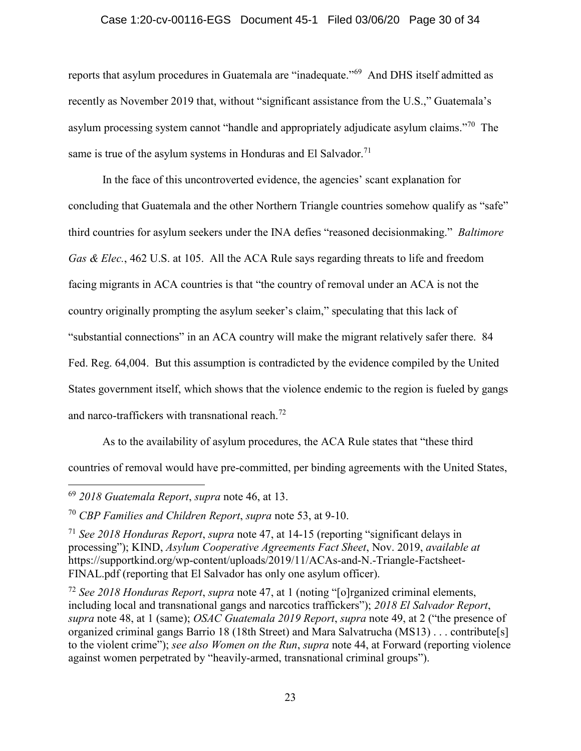reports that asylum procedures in Guatemala are "inadequate."[69] And DHS itself admitted as recently as November 2019 that, without "significant assistance from the U.S.," Guatemala's asylum processing system cannot "handle and appropriately adjudicate asylum claims."[70] The same is true of the asylum systems in Honduras and El Salvador.[71]

In the face of this uncontroverted evidence, the agencies' scant explanation for concluding that Guatemala and the other Northern Triangle countries somehow qualify as "safe" third countries for asylum seekers under the INA defies "reasoned decisionmaking." *Baltimore Gas & Elec.*, 462 U.S. at 105. All the ACA Rule says regarding threats to life and freedom facing migrants in ACA countries is that "the country of removal under an ACA is not the country originally prompting the asylum seeker's claim," speculating that this lack of "substantial connections" in an ACA country will make the migrant relatively safer there. 84 Fed. Reg. 64,004. But this assumption is contradicted by the evidence compiled by the United States government itself, which shows that the violence endemic to the region is fueled by gangs and narco-traffickers with transnational reach.[72]

As to the availability of asylum procedures, the ACA Rule states that "these third countries of removal would have pre-committed, per binding agreements with the United States,

---

[69] *2018 Guatemala Report*, *supra* note 46, at 13.

[70] *CBP Families and Children Report*, *supra* note 53, at 9-10.

[71] *See 2018 Honduras Report*, *supra* note 47, at 14-15 (reporting "significant delays in processing"); KIND, *Asylum Cooperative Agreements Fact Sheet*, Nov. 2019, *available at* https://supportkind.org/wp-content/uploads/2019/11/ACAs-and-N.-Triangle-Factsheet-FINAL.pdf (reporting that El Salvador has only one asylum officer).

[72] *See 2018 Honduras Report*, *supra* note 47, at 1 (noting "[o]rganized criminal elements, including local and transnational gangs and narcotics traffickers"); *2018 El Salvador Report*, *supra* note 48, at 1 (same); *OSAC Guatemala 2019 Report*, *supra* note 49, at 2 ("the presence of organized criminal gangs Barrio 18 (18th Street) and Mara Salvatrucha (MS13) . . . contribute[s] to the violent crime"); *see also Women on the Run*, *supra* note 44, at Forward (reporting violence against women perpetrated by "heavily-armed, transnational criminal groups").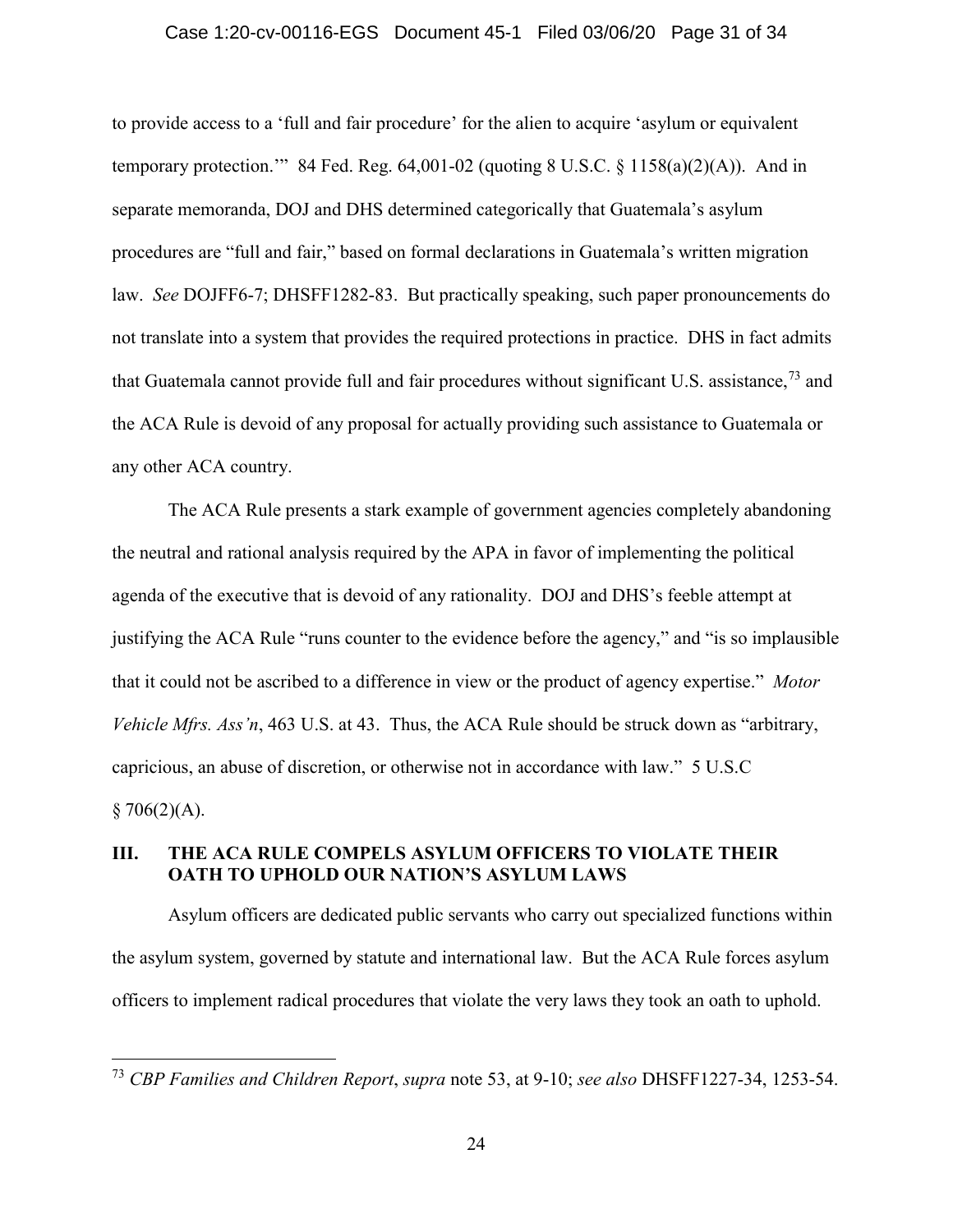to provide access to a 'full and fair procedure' for the alien to acquire 'asylum or equivalent temporary protection.'" 84 Fed. Reg. 64,001-02 (quoting 8 U.S.C. § 1158(a)(2)(A)). And in separate memoranda, DOJ and DHS determined categorically that Guatemala's asylum procedures are "full and fair," based on formal declarations in Guatemala's written migration law. *See* DOJFF6-7; DHSFF1282-83. But practically speaking, such paper pronouncements do not translate into a system that provides the required protections in practice. DHS in fact admits that Guatemala cannot provide full and fair procedures without significant U.S. assistance,[73] and the ACA Rule is devoid of any proposal for actually providing such assistance to Guatemala or any other ACA country.

The ACA Rule presents a stark example of government agencies completely abandoning the neutral and rational analysis required by the APA in favor of implementing the political agenda of the executive that is devoid of any rationality. DOJ and DHS's feeble attempt at justifying the ACA Rule "runs counter to the evidence before the agency," and "is so implausible that it could not be ascribed to a difference in view or the product of agency expertise." *Motor Vehicle Mfrs. Ass'n*, 463 U.S. at 43. Thus, the ACA Rule should be struck down as "arbitrary, capricious, an abuse of discretion, or otherwise not in accordance with law." 5 U.S.C § 706(2)(A).

## III. THE ACA RULE COMPELS ASYLUM OFFICERS TO VIOLATE THEIR OATH TO UPHOLD OUR NATION'S ASYLUM LAWS

Asylum officers are dedicated public servants who carry out specialized functions within the asylum system, governed by statute and international law. But the ACA Rule forces asylum officers to implement radical procedures that violate the very laws they took an oath to uphold.

---

[73] *CBP Families and Children Report*, *supra* note 53, at 9-10; *see also* DHSFF1227-34, 1253-54.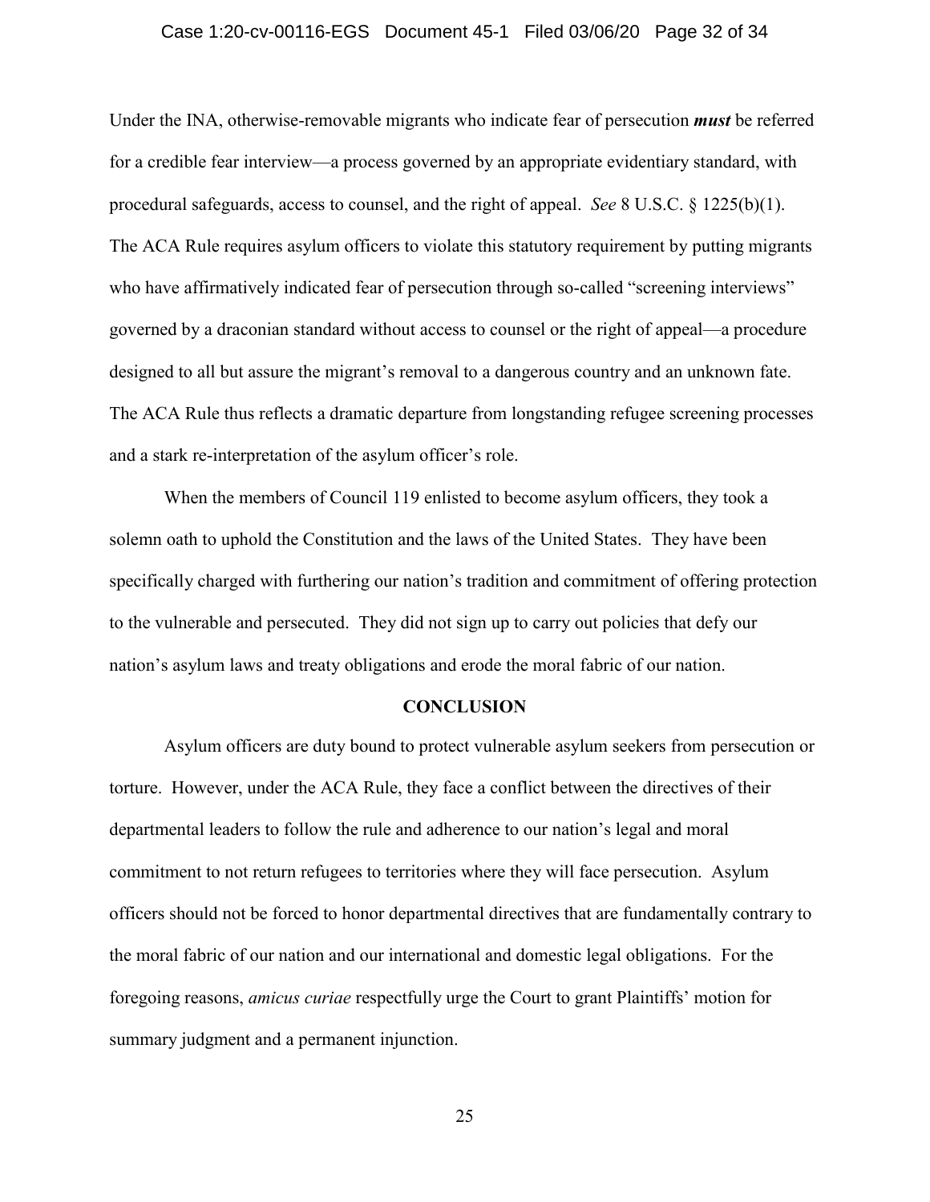Under the INA, otherwise-removable migrants who indicate fear of persecution ***must*** be referred for a credible fear interview—a process governed by an appropriate evidentiary standard, with procedural safeguards, access to counsel, and the right of appeal. *See* 8 U.S.C. § 1225(b)(1). The ACA Rule requires asylum officers to violate this statutory requirement by putting migrants who have affirmatively indicated fear of persecution through so-called "screening interviews" governed by a draconian standard without access to counsel or the right of appeal—a procedure designed to all but assure the migrant's removal to a dangerous country and an unknown fate. The ACA Rule thus reflects a dramatic departure from longstanding refugee screening processes and a stark re-interpretation of the asylum officer's role.

When the members of Council 119 enlisted to become asylum officers, they took a solemn oath to uphold the Constitution and the laws of the United States. They have been specifically charged with furthering our nation's tradition and commitment of offering protection to the vulnerable and persecuted. They did not sign up to carry out policies that defy our nation's asylum laws and treaty obligations and erode the moral fabric of our nation.

## CONCLUSION

Asylum officers are duty bound to protect vulnerable asylum seekers from persecution or torture. However, under the ACA Rule, they face a conflict between the directives of their departmental leaders to follow the rule and adherence to our nation's legal and moral commitment to not return refugees to territories where they will face persecution. Asylum officers should not be forced to honor departmental directives that are fundamentally contrary to the moral fabric of our nation and our international and domestic legal obligations. For the foregoing reasons, *amicus curiae* respectfully urge the Court to grant Plaintiffs' motion for summary judgment and a permanent injunction.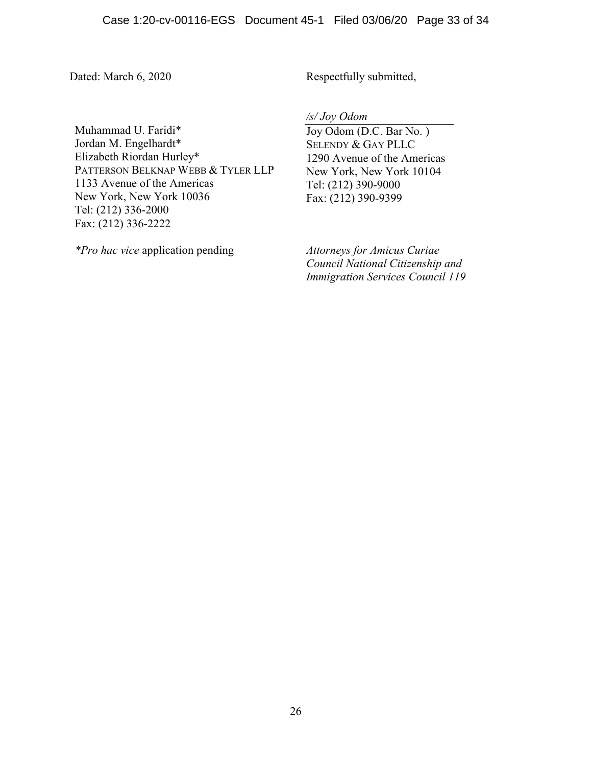Dated: March 6, 2020

Respectfully submitted,

*/s/ Joy Odom*

Joy Odom (D.C. Bar No. )
SELENDY & GAY PLLC
1290 Avenue of the Americas
New York, New York 10104
Tel: (212) 390-9000
Fax: (212) 390-9399

*Attorneys for Amicus Curiae Council National Citizenship and Immigration Services Council 119*

Muhammad U. Faridi*
Jordan M. Engelhardt*
Elizabeth Riordan Hurley*
PATTERSON BELKNAP WEBB & TYLER LLP
1133 Avenue of the Americas
New York, New York 10036
Tel: (212) 336-2000
Fax: (212) 336-2222

**Pro hac vice* application pending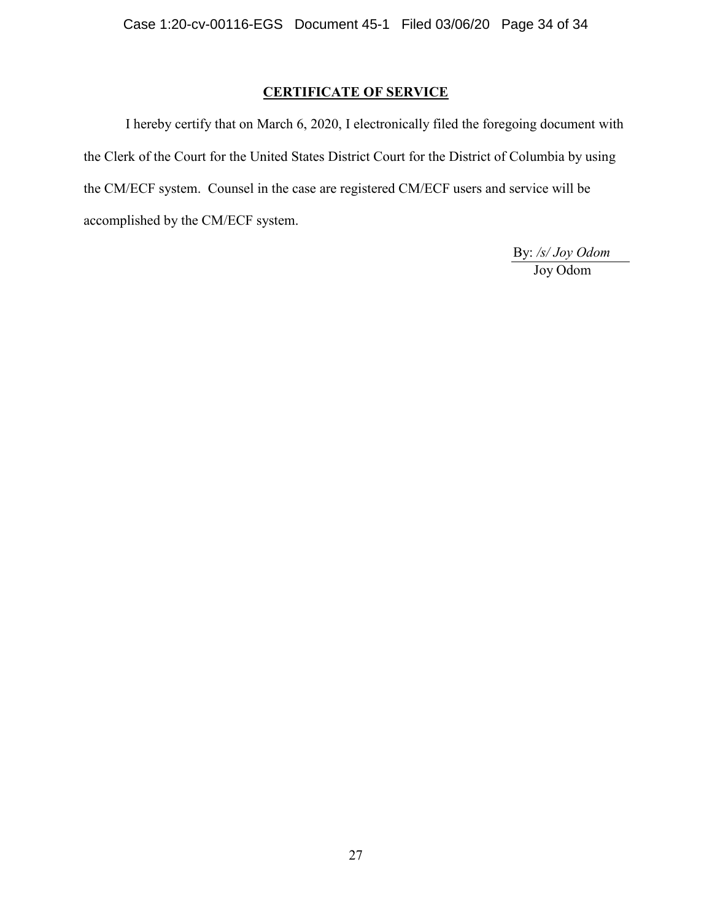**CERTIFICATE OF SERVICE**

I hereby certify that on March 6, 2020, I electronically filed the foregoing document with the Clerk of the Court for the United States District Court for the District of Columbia by using the CM/ECF system. Counsel in the case are registered CM/ECF users and service will be accomplished by the CM/ECF system.

By: */s/ Joy Odom*
Joy Odom